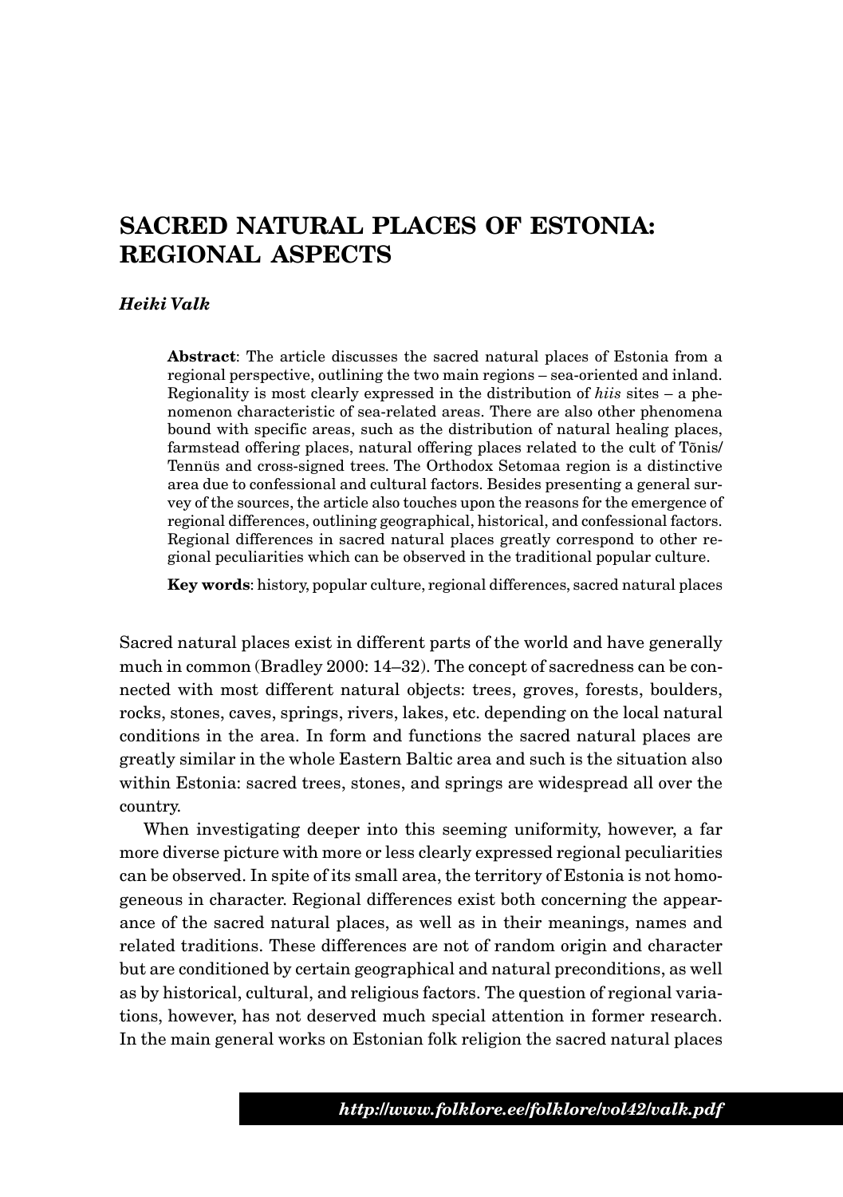# SACRED NATURAL PLACES OF ESTONIA: REGIONAL ASPECTS

***Heiki Valk***

> **Abstract**: The article discusses the sacred natural places of Estonia from a regional perspective, outlining the two main regions – sea-oriented and inland. Regionality is most clearly expressed in the distribution of *hiis* sites – a phenomenon characteristic of sea-related areas. There are also other phenomena bound with specific areas, such as the distribution of natural healing places, farmstead offering places, natural offering places related to the cult of Tõnis/Tennüs and cross-signed trees. The Orthodox Setomaa region is a distinctive area due to confessional and cultural factors. Besides presenting a general survey of the sources, the article also touches upon the reasons for the emergence of regional differences, outlining geographical, historical, and confessional factors. Regional differences in sacred natural places greatly correspond to other regional peculiarities which can be observed in the traditional popular culture.
>
> **Key words**: history, popular culture, regional differences, sacred natural places

Sacred natural places exist in different parts of the world and have generally much in common (Bradley 2000: 14–32). The concept of sacredness can be connected with most different natural objects: trees, groves, forests, boulders, rocks, stones, caves, springs, rivers, lakes, etc. depending on the local natural conditions in the area. In form and functions the sacred natural places are greatly similar in the whole Eastern Baltic area and such is the situation also within Estonia: sacred trees, stones, and springs are widespread all over the country.

When investigating deeper into this seeming uniformity, however, a far more diverse picture with more or less clearly expressed regional peculiarities can be observed. In spite of its small area, the territory of Estonia is not homogeneous in character. Regional differences exist both concerning the appearance of the sacred natural places, as well as in their meanings, names and related traditions. These differences are not of random origin and character but are conditioned by certain geographical and natural preconditions, as well as by historical, cultural, and religious factors. The question of regional variations, however, has not deserved much special attention in former research. In the main general works on Estonian folk religion the sacred natural places

***http://www.folklore.ee/folklore/vol42/valk.pdf***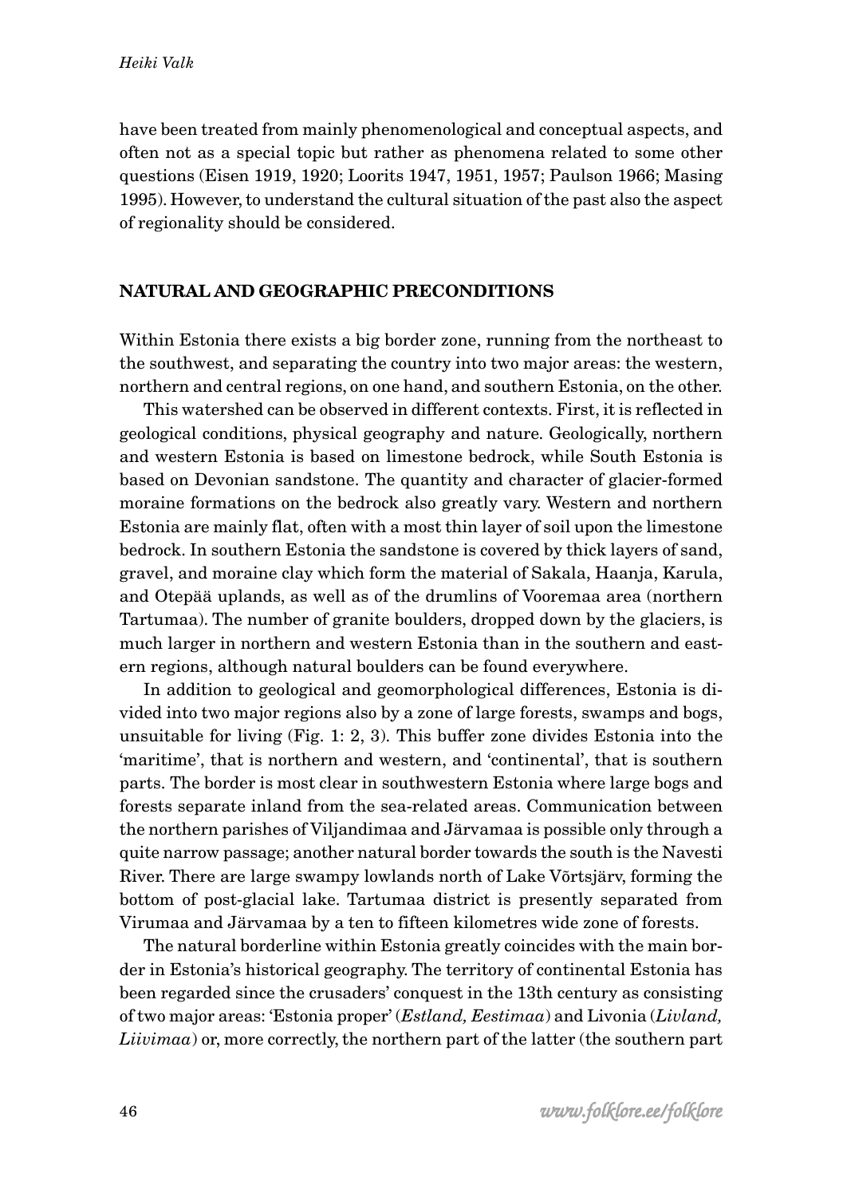have been treated from mainly phenomenological and conceptual aspects, and often not as a special topic but rather as phenomena related to some other questions (Eisen 1919, 1920; Loorits 1947, 1951, 1957; Paulson 1966; Masing 1995). However, to understand the cultural situation of the past also the aspect of regionality should be considered.

## NATURAL AND GEOGRAPHIC PRECONDITIONS

Within Estonia there exists a big border zone, running from the northeast to the southwest, and separating the country into two major areas: the western, northern and central regions, on one hand, and southern Estonia, on the other.

This watershed can be observed in different contexts. First, it is reflected in geological conditions, physical geography and nature. Geologically, northern and western Estonia is based on limestone bedrock, while South Estonia is based on Devonian sandstone. The quantity and character of glacier-formed moraine formations on the bedrock also greatly vary. Western and northern Estonia are mainly flat, often with a most thin layer of soil upon the limestone bedrock. In southern Estonia the sandstone is covered by thick layers of sand, gravel, and moraine clay which form the material of Sakala, Haanja, Karula, and Otepää uplands, as well as of the drumlins of Vooremaa area (northern Tartumaa). The number of granite boulders, dropped down by the glaciers, is much larger in northern and western Estonia than in the southern and eastern regions, although natural boulders can be found everywhere.

In addition to geological and geomorphological differences, Estonia is divided into two major regions also by a zone of large forests, swamps and bogs, unsuitable for living (Fig. 1: 2, 3). This buffer zone divides Estonia into the 'maritime', that is northern and western, and 'continental', that is southern parts. The border is most clear in southwestern Estonia where large bogs and forests separate inland from the sea-related areas. Communication between the northern parishes of Viljandimaa and Järvamaa is possible only through a quite narrow passage; another natural border towards the south is the Navesti River. There are large swampy lowlands north of Lake Võrtsjärv, forming the bottom of post-glacial lake. Tartumaa district is presently separated from Virumaa and Järvamaa by a ten to fifteen kilometres wide zone of forests.

The natural borderline within Estonia greatly coincides with the main border in Estonia's historical geography. The territory of continental Estonia has been regarded since the crusaders' conquest in the 13th century as consisting of two major areas: 'Estonia proper' (*Estland, Eestimaa*) and Livonia (*Livland, Liivimaa*) or, more correctly, the northern part of the latter (the southern part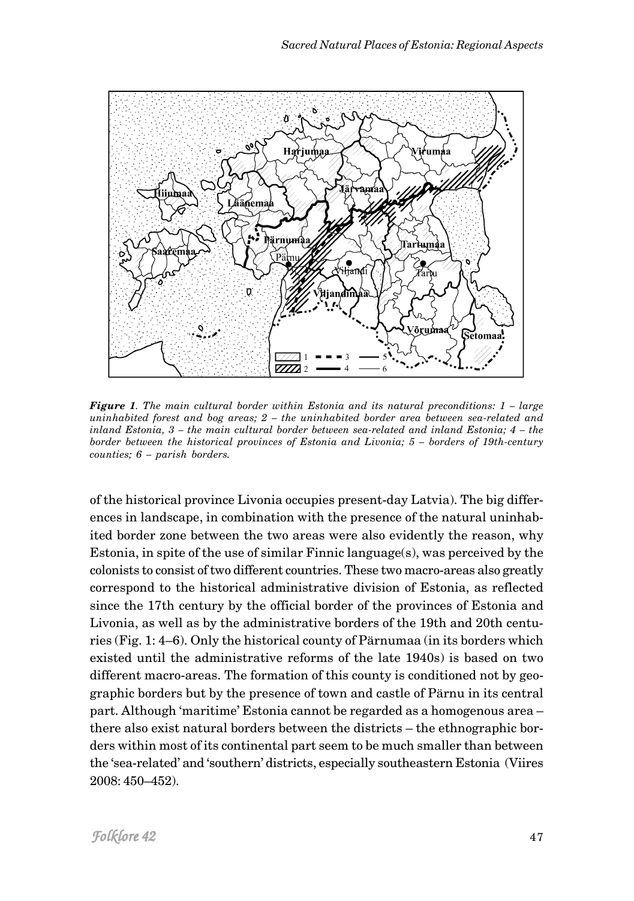*Figure 1. The main cultural border within Estonia and its natural preconditions: 1 – large uninhabited forest and bog areas; 2 – the uninhabited border area between sea-related and inland Estonia, 3 – the main cultural border between sea-related and inland Estonia; 4 – the border between the historical provinces of Estonia and Livonia; 5 – borders of 19th-century counties; 6 – parish borders.*

of the historical province Livonia occupies present-day Latvia). The big differences in landscape, in combination with the presence of the natural uninhabited border zone between the two areas were also evidently the reason, why Estonia, in spite of the use of similar Finnic language(s), was perceived by the colonists to consist of two different countries. These two macro-areas also greatly correspond to the historical administrative division of Estonia, as reflected since the 17th century by the official border of the provinces of Estonia and Livonia, as well as by the administrative borders of the 19th and 20th centuries (Fig. 1: 4–6). Only the historical county of Pärnumaa (in its borders which existed until the administrative reforms of the late 1940s) is based on two different macro-areas. The formation of this county is conditioned not by geographic borders but by the presence of town and castle of Pärnu in its central part. Although 'maritime' Estonia cannot be regarded as a homogenous area – there also exist natural borders between the districts – the ethnographic borders within most of its continental part seem to be much smaller than between the 'sea-related' and 'southern' districts, especially southeastern Estonia (Viires 2008: 450–452).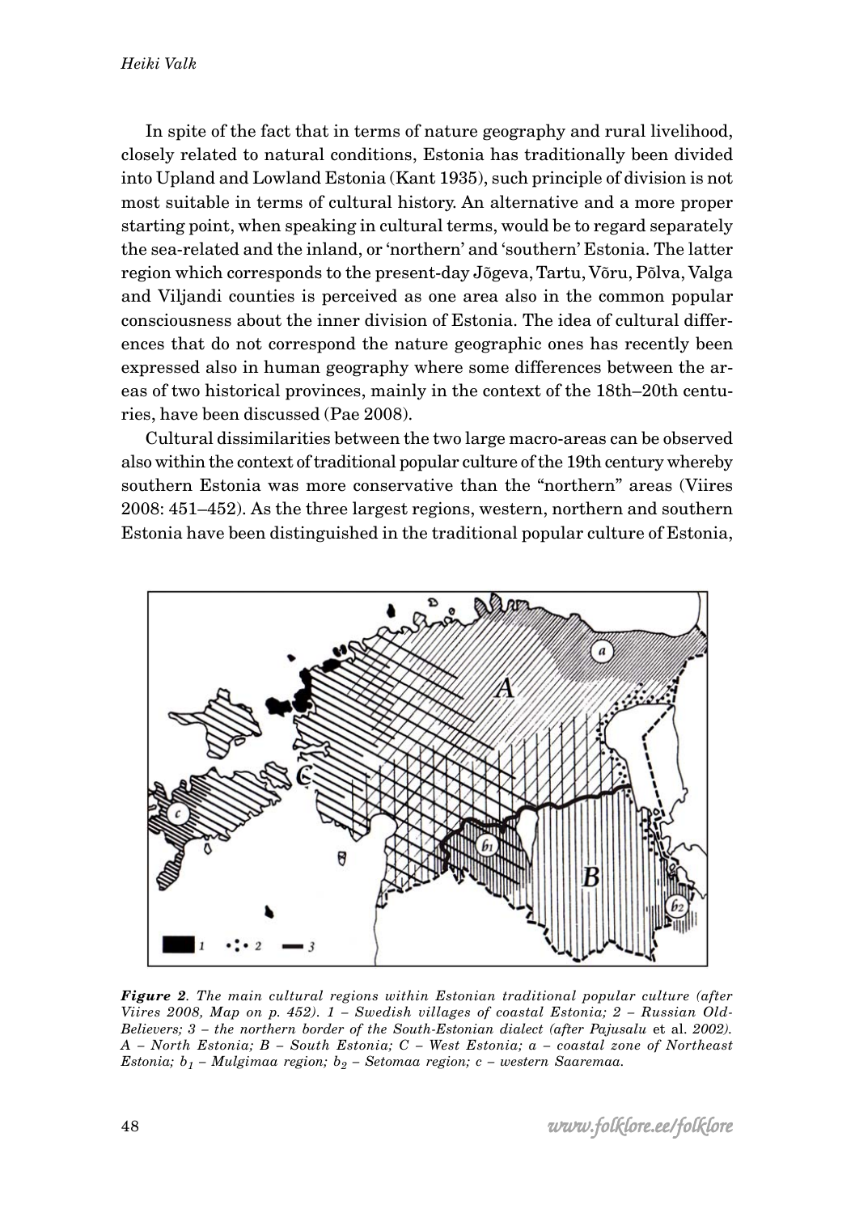In spite of the fact that in terms of nature geography and rural livelihood, closely related to natural conditions, Estonia has traditionally been divided into Upland and Lowland Estonia (Kant 1935), such principle of division is not most suitable in terms of cultural history. An alternative and a more proper starting point, when speaking in cultural terms, would be to regard separately the sea-related and the inland, or 'northern' and 'southern' Estonia. The latter region which corresponds to the present-day Jõgeva, Tartu, Võru, Põlva, Valga and Viljandi counties is perceived as one area also in the common popular consciousness about the inner division of Estonia. The idea of cultural differences that do not correspond the nature geographic ones has recently been expressed also in human geography where some differences between the areas of two historical provinces, mainly in the context of the 18th–20th centuries, have been discussed (Pae 2008).

Cultural dissimilarities between the two large macro-areas can be observed also within the context of traditional popular culture of the 19th century whereby southern Estonia was more conservative than the "northern" areas (Viires 2008: 451–452). As the three largest regions, western, northern and southern Estonia have been distinguished in the traditional popular culture of Estonia,

***Figure 2**. The main cultural regions within Estonian traditional popular culture (after Viires 2008, Map on p. 452). 1 – Swedish villages of coastal Estonia; 2 – Russian Old-Believers; 3 – the northern border of the South-Estonian dialect (after Pajusalu* et al. *2002). A – North Estonia; B – South Estonia; C – West Estonia; a – coastal zone of Northeast Estonia; $b_1$ – Mulgimaa region; $b_2$ – Setomaa region; c – western Saaremaa.*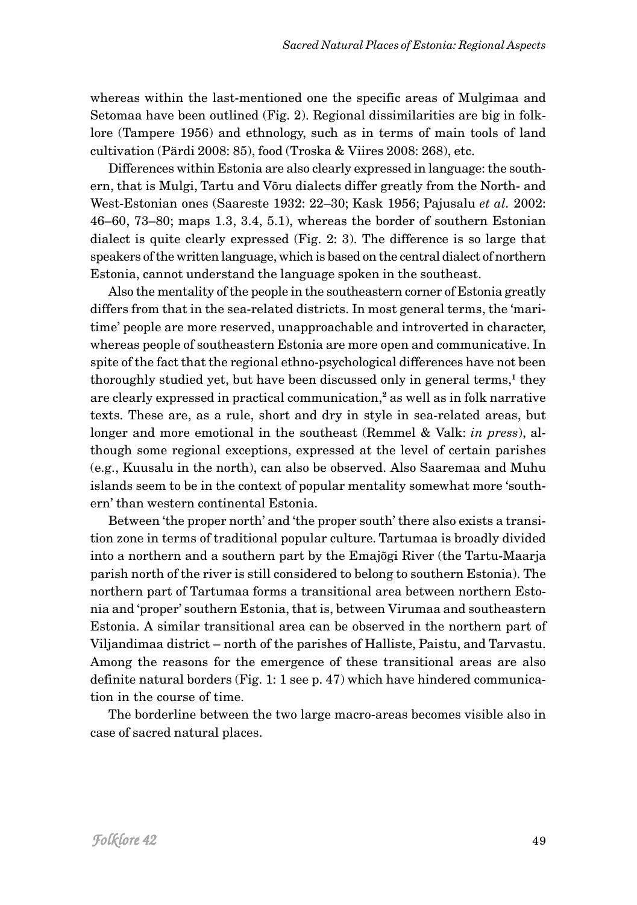whereas within the last-mentioned one the specific areas of Mulgimaa and Setomaa have been outlined (Fig. 2). Regional dissimilarities are big in folklore (Tampere 1956) and ethnology, such as in terms of main tools of land cultivation (Pärdi 2008: 85), food (Troska & Viires 2008: 268), etc.

Differences within Estonia are also clearly expressed in language: the southern, that is Mulgi, Tartu and Võru dialects differ greatly from the North- and West-Estonian ones (Saareste 1932: 22–30; Kask 1956; Pajusalu *et al.* 2002: 46–60, 73–80; maps 1.3, 3.4, 5.1), whereas the border of southern Estonian dialect is quite clearly expressed (Fig. 2: 3). The difference is so large that speakers of the written language, which is based on the central dialect of northern Estonia, cannot understand the language spoken in the southeast.

Also the mentality of the people in the southeastern corner of Estonia greatly differs from that in the sea-related districts. In most general terms, the 'maritime' people are more reserved, unapproachable and introverted in character, whereas people of southeastern Estonia are more open and communicative. In spite of the fact that the regional ethno-psychological differences have not been thoroughly studied yet, but have been discussed only in general terms,[1] they are clearly expressed in practical communication,[2] as well as in folk narrative texts. These are, as a rule, short and dry in style in sea-related areas, but longer and more emotional in the southeast (Remmel & Valk: *in press*), although some regional exceptions, expressed at the level of certain parishes (e.g., Kuusalu in the north), can also be observed. Also Saaremaa and Muhu islands seem to be in the context of popular mentality somewhat more 'southern' than western continental Estonia.

Between 'the proper north' and 'the proper south' there also exists a transition zone in terms of traditional popular culture. Tartumaa is broadly divided into a northern and a southern part by the Emajõgi River (the Tartu-Maarja parish north of the river is still considered to belong to southern Estonia). The northern part of Tartumaa forms a transitional area between northern Estonia and 'proper' southern Estonia, that is, between Virumaa and southeastern Estonia. A similar transitional area can be observed in the northern part of Viljandimaa district – north of the parishes of Halliste, Paistu, and Tarvastu. Among the reasons for the emergence of these transitional areas are also definite natural borders (Fig. 1: 1 see p. 47) which have hindered communication in the course of time.

The borderline between the two large macro-areas becomes visible also in case of sacred natural places.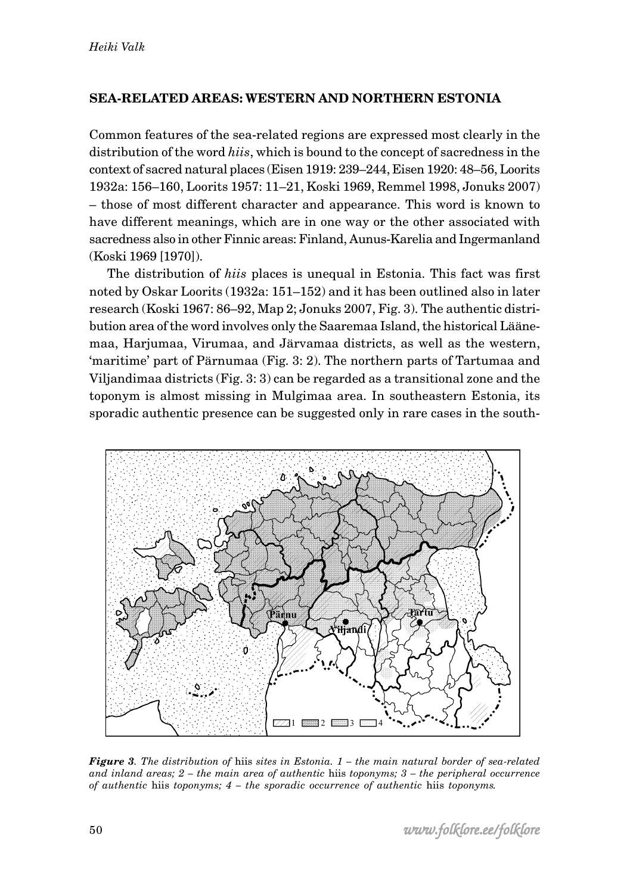## SEA-RELATED AREAS: WESTERN AND NORTHERN ESTONIA

Common features of the sea-related regions are expressed most clearly in the distribution of the word *hiis*, which is bound to the concept of sacredness in the context of sacred natural places (Eisen 1919: 239–244, Eisen 1920: 48–56, Loorits 1932a: 156–160, Loorits 1957: 11–21, Koski 1969, Remmel 1998, Jonuks 2007) – those of most different character and appearance. This word is known to have different meanings, which are in one way or the other associated with sacredness also in other Finnic areas: Finland, Aunus-Karelia and Ingermanland (Koski 1969 [1970]).

The distribution of *hiis* places is unequal in Estonia. This fact was first noted by Oskar Loorits (1932a: 151–152) and it has been outlined also in later research (Koski 1967: 86–92, Map 2; Jonuks 2007, Fig. 3). The authentic distribution area of the word involves only the Saaremaa Island, the historical Läänemaa, Harjumaa, Virumaa, and Järvamaa districts, as well as the western, 'maritime' part of Pärnumaa (Fig. 3: 2). The northern parts of Tartumaa and Viljandimaa districts (Fig. 3: 3) can be regarded as a transitional zone and the toponym is almost missing in Mulgimaa area. In southeastern Estonia, its sporadic authentic presence can be suggested only in rare cases in the south-

***Figure 3**. The distribution of* hiis *sites in Estonia. 1 – the main natural border of sea-related and inland areas; 2 – the main area of authentic* hiis *toponyms; 3 – the peripheral occurrence of authentic* hiis *toponyms; 4 – the sporadic occurrence of authentic* hiis *toponyms.*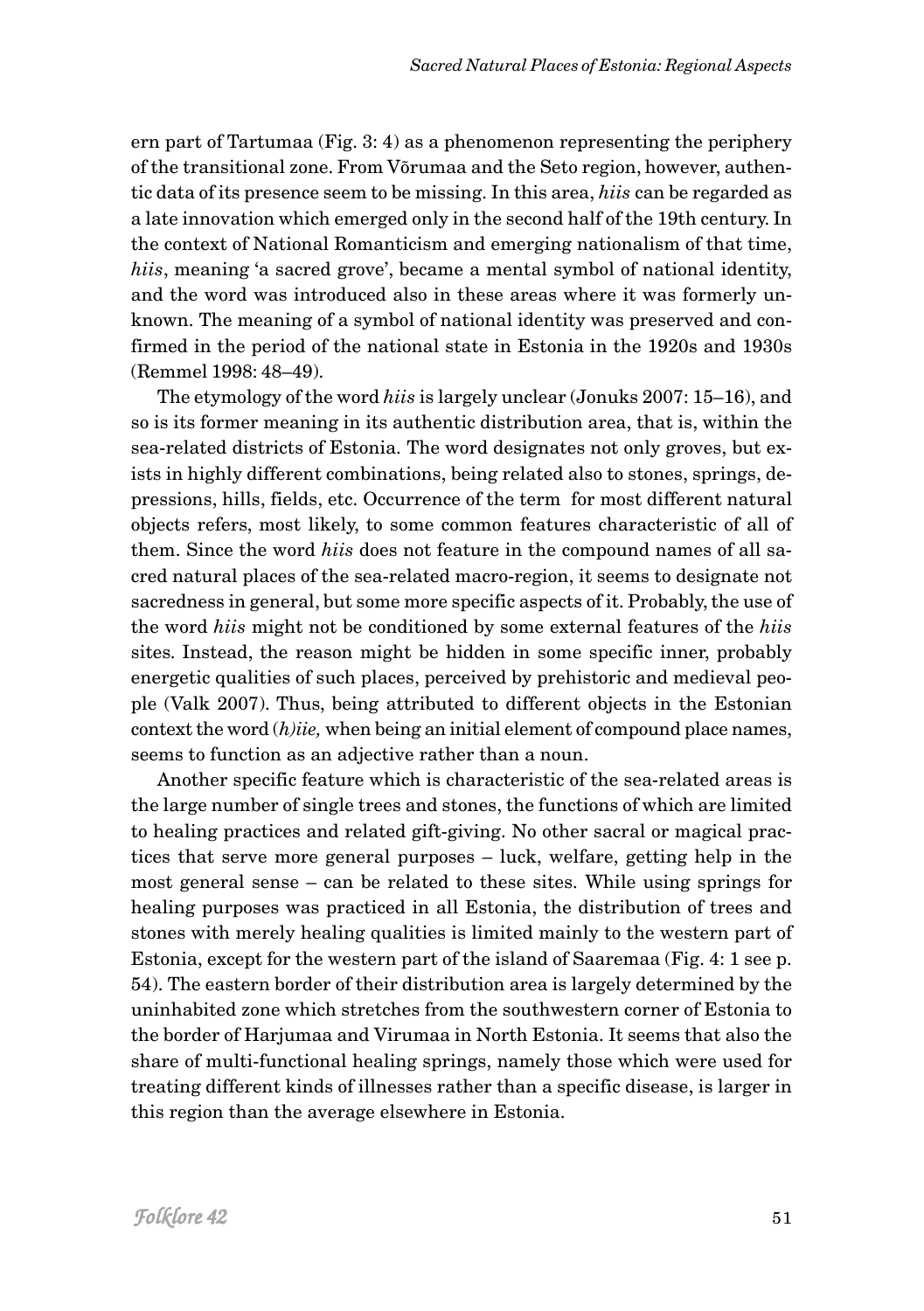ern part of Tartumaa (Fig. 3: 4) as a phenomenon representing the periphery of the transitional zone. From Võrumaa and the Seto region, however, authentic data of its presence seem to be missing. In this area, *hiis* can be regarded as a late innovation which emerged only in the second half of the 19th century. In the context of National Romanticism and emerging nationalism of that time, *hiis*, meaning 'a sacred grove', became a mental symbol of national identity, and the word was introduced also in these areas where it was formerly unknown. The meaning of a symbol of national identity was preserved and confirmed in the period of the national state in Estonia in the 1920s and 1930s (Remmel 1998: 48–49).

The etymology of the word *hiis* is largely unclear (Jonuks 2007: 15–16), and so is its former meaning in its authentic distribution area, that is, within the sea-related districts of Estonia. The word designates not only groves, but exists in highly different combinations, being related also to stones, springs, depressions, hills, fields, etc. Occurrence of the term for most different natural objects refers, most likely, to some common features characteristic of all of them. Since the word *hiis* does not feature in the compound names of all sacred natural places of the sea-related macro-region, it seems to designate not sacredness in general, but some more specific aspects of it. Probably, the use of the word *hiis* might not be conditioned by some external features of the *hiis* sites. Instead, the reason might be hidden in some specific inner, probably energetic qualities of such places, perceived by prehistoric and medieval people (Valk 2007). Thus, being attributed to different objects in the Estonian context the word *(h)iie,* when being an initial element of compound place names, seems to function as an adjective rather than a noun.

Another specific feature which is characteristic of the sea-related areas is the large number of single trees and stones, the functions of which are limited to healing practices and related gift-giving. No other sacral or magical practices that serve more general purposes – luck, welfare, getting help in the most general sense – can be related to these sites. While using springs for healing purposes was practiced in all Estonia, the distribution of trees and stones with merely healing qualities is limited mainly to the western part of Estonia, except for the western part of the island of Saaremaa (Fig. 4: 1 see p. 54). The eastern border of their distribution area is largely determined by the uninhabited zone which stretches from the southwestern corner of Estonia to the border of Harjumaa and Virumaa in North Estonia. It seems that also the share of multi-functional healing springs, namely those which were used for treating different kinds of illnesses rather than a specific disease, is larger in this region than the average elsewhere in Estonia.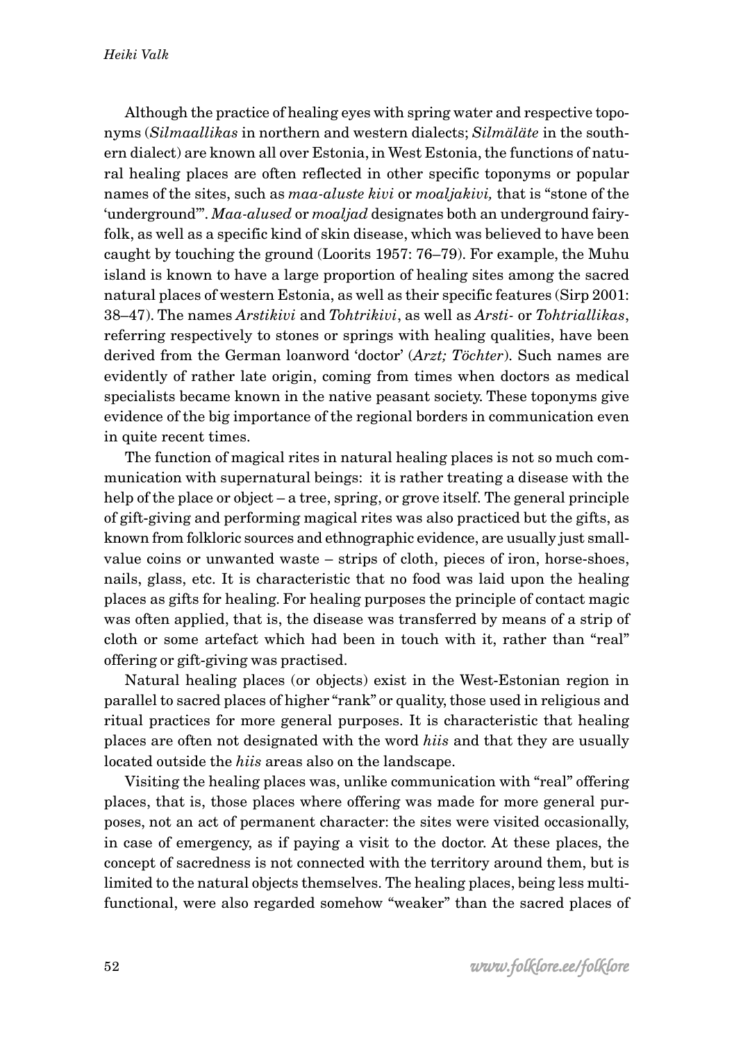Although the practice of healing eyes with spring water and respective toponyms (*Silmaallikas* in northern and western dialects; *Silmäläte* in the southern dialect) are known all over Estonia, in West Estonia, the functions of natural healing places are often reflected in other specific toponyms or popular names of the sites, such as *maa-aluste kivi* or *moaljakivi,* that is "stone of the 'underground'". *Maa-alused* or *moaljad* designates both an underground fairy-folk, as well as a specific kind of skin disease, which was believed to have been caught by touching the ground (Loorits 1957: 76–79). For example, the Muhu island is known to have a large proportion of healing sites among the sacred natural places of western Estonia, as well as their specific features (Sirp 2001: 38–47). The names *Arstikivi* and *Tohtrikivi*, as well as *Arsti-* or *Tohtriallikas*, referring respectively to stones or springs with healing qualities, have been derived from the German loanword 'doctor' (*Arzt; Töchter*). Such names are evidently of rather late origin, coming from times when doctors as medical specialists became known in the native peasant society. These toponyms give evidence of the big importance of the regional borders in communication even in quite recent times.

The function of magical rites in natural healing places is not so much communication with supernatural beings: it is rather treating a disease with the help of the place or object – a tree, spring, or grove itself. The general principle of gift-giving and performing magical rites was also practiced but the gifts, as known from folkloric sources and ethnographic evidence, are usually just small-value coins or unwanted waste – strips of cloth, pieces of iron, horse-shoes, nails, glass, etc. It is characteristic that no food was laid upon the healing places as gifts for healing. For healing purposes the principle of contact magic was often applied, that is, the disease was transferred by means of a strip of cloth or some artefact which had been in touch with it, rather than "real" offering or gift-giving was practised.

Natural healing places (or objects) exist in the West-Estonian region in parallel to sacred places of higher "rank" or quality, those used in religious and ritual practices for more general purposes. It is characteristic that healing places are often not designated with the word *hiis* and that they are usually located outside the *hiis* areas also on the landscape.

Visiting the healing places was, unlike communication with "real" offering places, that is, those places where offering was made for more general purposes, not an act of permanent character: the sites were visited occasionally, in case of emergency, as if paying a visit to the doctor. At these places, the concept of sacredness is not connected with the territory around them, but is limited to the natural objects themselves. The healing places, being less multi-functional, were also regarded somehow "weaker" than the sacred places of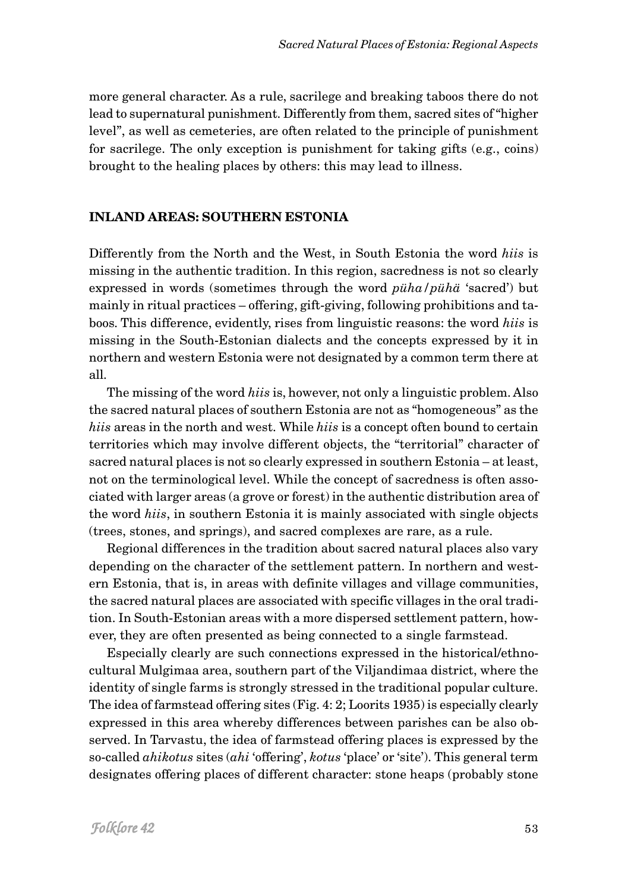more general character. As a rule, sacrilege and breaking taboos there do not lead to supernatural punishment. Differently from them, sacred sites of "higher level", as well as cemeteries, are often related to the principle of punishment for sacrilege. The only exception is punishment for taking gifts (e.g., coins) brought to the healing places by others: this may lead to illness.

## INLAND AREAS: SOUTHERN ESTONIA

Differently from the North and the West, in South Estonia the word *hiis* is missing in the authentic tradition. In this region, sacredness is not so clearly expressed in words (sometimes through the word *püha*/*pühä* 'sacred') but mainly in ritual practices – offering, gift-giving, following prohibitions and taboos. This difference, evidently, rises from linguistic reasons: the word *hiis* is missing in the South-Estonian dialects and the concepts expressed by it in northern and western Estonia were not designated by a common term there at all.

The missing of the word *hiis* is, however, not only a linguistic problem. Also the sacred natural places of southern Estonia are not as "homogeneous" as the *hiis* areas in the north and west. While *hiis* is a concept often bound to certain territories which may involve different objects, the "territorial" character of sacred natural places is not so clearly expressed in southern Estonia – at least, not on the terminological level. While the concept of sacredness is often associated with larger areas (a grove or forest) in the authentic distribution area of the word *hiis*, in southern Estonia it is mainly associated with single objects (trees, stones, and springs), and sacred complexes are rare, as a rule.

Regional differences in the tradition about sacred natural places also vary depending on the character of the settlement pattern. In northern and western Estonia, that is, in areas with definite villages and village communities, the sacred natural places are associated with specific villages in the oral tradition. In South-Estonian areas with a more dispersed settlement pattern, however, they are often presented as being connected to a single farmstead.

Especially clearly are such connections expressed in the historical/ethnocultural Mulgimaa area, southern part of the Viljandimaa district, where the identity of single farms is strongly stressed in the traditional popular culture. The idea of farmstead offering sites (Fig. 4: 2; Loorits 1935) is especially clearly expressed in this area whereby differences between parishes can be also observed. In Tarvastu, the idea of farmstead offering places is expressed by the so-called *ahikotus* sites (*ahi* 'offering', *kotus* 'place' or 'site'). This general term designates offering places of different character: stone heaps (probably stone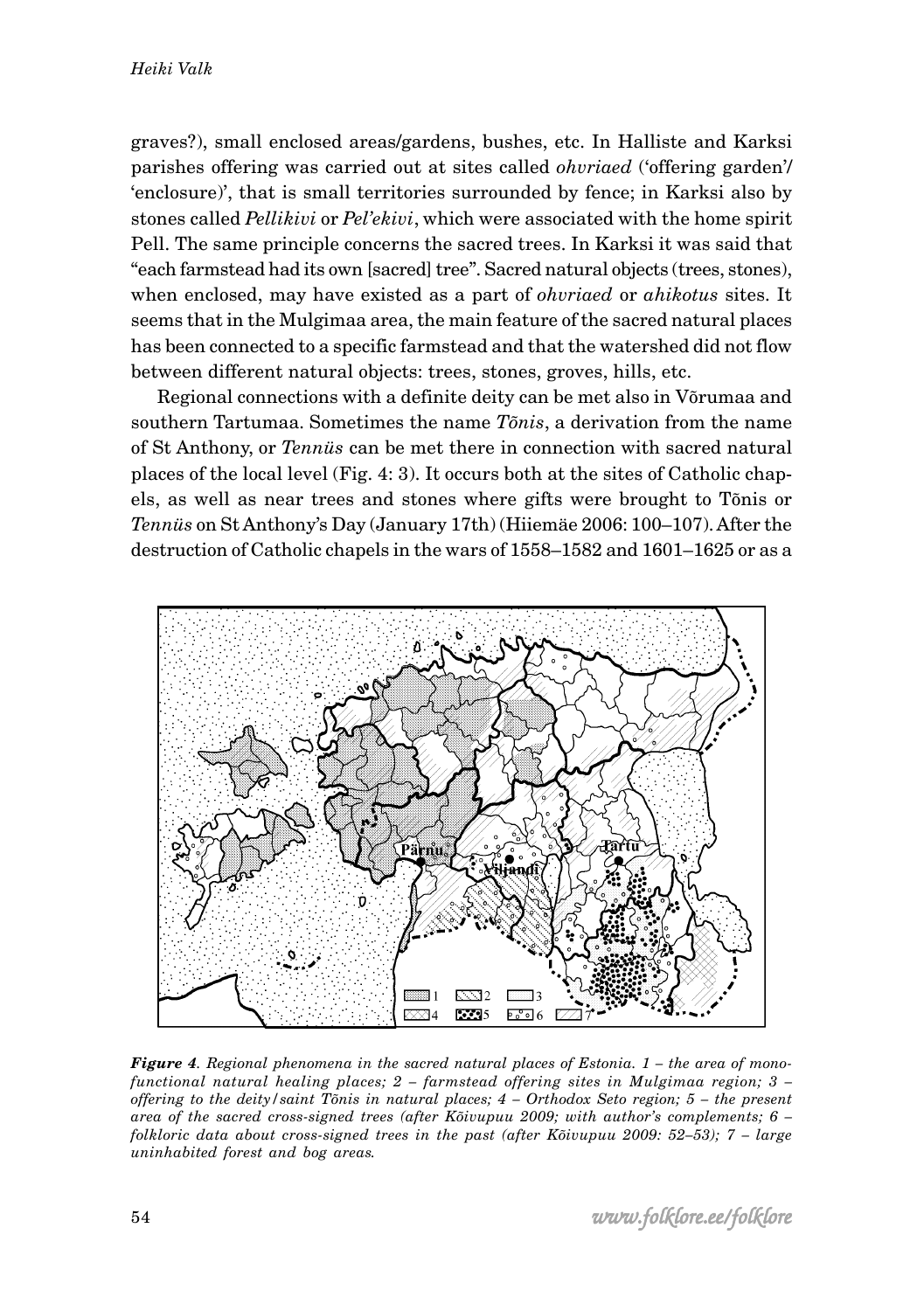graves?), small enclosed areas/gardens, bushes, etc. In Halliste and Karksi parishes offering was carried out at sites called *ohvriaed* ('offering garden'/ 'enclosure)', that is small territories surrounded by fence; in Karksi also by stones called *Pellikivi* or *Pel'ekivi*, which were associated with the home spirit Pell. The same principle concerns the sacred trees. In Karksi it was said that "each farmstead had its own [sacred] tree". Sacred natural objects (trees, stones), when enclosed, may have existed as a part of *ohvriaed* or *ahikotus* sites. It seems that in the Mulgimaa area, the main feature of the sacred natural places has been connected to a specific farmstead and that the watershed did not flow between different natural objects: trees, stones, groves, hills, etc.

Regional connections with a definite deity can be met also in Võrumaa and southern Tartumaa. Sometimes the name *Tõnis*, a derivation from the name of St Anthony, or *Tennüs* can be met there in connection with sacred natural places of the local level (Fig. 4: 3). It occurs both at the sites of Catholic chapels, as well as near trees and stones where gifts were brought to Tõnis or *Tennüs* on St Anthony's Day (January 17th) (Hiiemäe 2006: 100–107). After the destruction of Catholic chapels in the wars of 1558–1582 and 1601–1625 or as a

***Figure 4****. Regional phenomena in the sacred natural places of Estonia. 1 – the area of monofunctional natural healing places; 2 – farmstead offering sites in Mulgimaa region; 3 – offering to the deity/saint Tõnis in natural places; 4 – Orthodox Seto region; 5 – the present area of the sacred cross-signed trees (after Kõivupuu 2009; with author's complements; 6 – folkloric data about cross-signed trees in the past (after Kõivupuu 2009: 52–53); 7 – large uninhabited forest and bog areas.*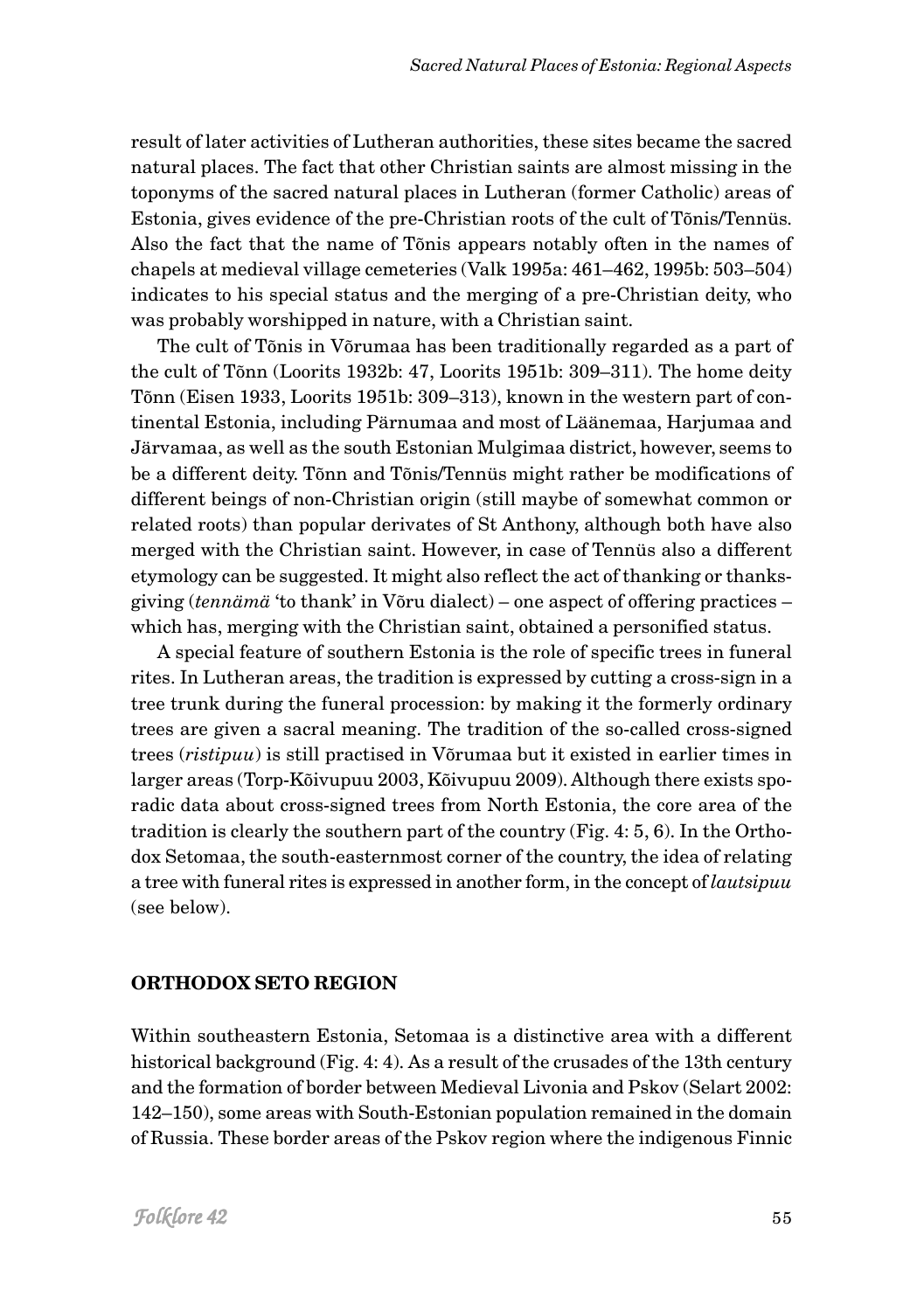result of later activities of Lutheran authorities, these sites became the sacred natural places. The fact that other Christian saints are almost missing in the toponyms of the sacred natural places in Lutheran (former Catholic) areas of Estonia, gives evidence of the pre-Christian roots of the cult of Tõnis/Tennüs. Also the fact that the name of Tõnis appears notably often in the names of chapels at medieval village cemeteries (Valk 1995a: 461–462, 1995b: 503–504) indicates to his special status and the merging of a pre-Christian deity, who was probably worshipped in nature, with a Christian saint.

The cult of Tõnis in Võrumaa has been traditionally regarded as a part of the cult of Tõnn (Loorits 1932b: 47, Loorits 1951b: 309–311). The home deity Tõnn (Eisen 1933, Loorits 1951b: 309–313), known in the western part of continental Estonia, including Pärnumaa and most of Läänemaa, Harjumaa and Järvamaa, as well as the south Estonian Mulgimaa district, however, seems to be a different deity. Tõnn and Tõnis/Tennüs might rather be modifications of different beings of non-Christian origin (still maybe of somewhat common or related roots) than popular derivates of St Anthony, although both have also merged with the Christian saint. However, in case of Tennüs also a different etymology can be suggested. It might also reflect the act of thanking or thanksgiving (*tennämä* 'to thank' in Võru dialect) – one aspect of offering practices – which has, merging with the Christian saint, obtained a personified status.

A special feature of southern Estonia is the role of specific trees in funeral rites. In Lutheran areas, the tradition is expressed by cutting a cross-sign in a tree trunk during the funeral procession: by making it the formerly ordinary trees are given a sacral meaning. The tradition of the so-called cross-signed trees (*ristipuu*) is still practised in Võrumaa but it existed in earlier times in larger areas (Torp-Kõivupuu 2003, Kõivupuu 2009). Although there exists sporadic data about cross-signed trees from North Estonia, the core area of the tradition is clearly the southern part of the country (Fig. 4: 5, 6). In the Orthodox Setomaa, the south-easternmost corner of the country, the idea of relating a tree with funeral rites is expressed in another form, in the concept of *lautsipuu* (see below).

## ORTHODOX SETO REGION

Within southeastern Estonia, Setomaa is a distinctive area with a different historical background (Fig. 4: 4). As a result of the crusades of the 13th century and the formation of border between Medieval Livonia and Pskov (Selart 2002: 142–150), some areas with South-Estonian population remained in the domain of Russia. These border areas of the Pskov region where the indigenous Finnic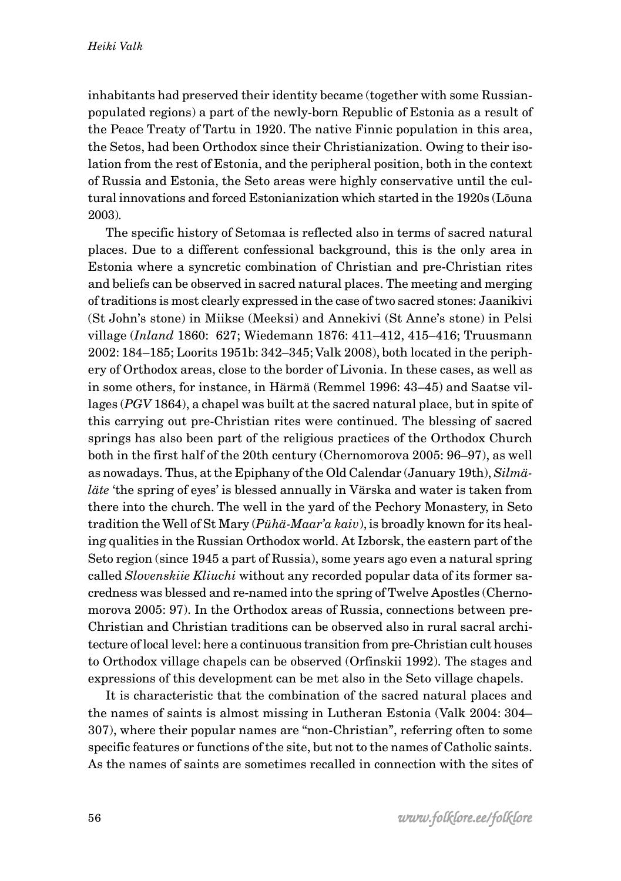inhabitants had preserved their identity became (together with some Russian-populated regions) a part of the newly-born Republic of Estonia as a result of the Peace Treaty of Tartu in 1920. The native Finnic population in this area, the Setos, had been Orthodox since their Christianization. Owing to their isolation from the rest of Estonia, and the peripheral position, both in the context of Russia and Estonia, the Seto areas were highly conservative until the cultural innovations and forced Estonianization which started in the 1920s (Lõuna 2003).

The specific history of Setomaa is reflected also in terms of sacred natural places. Due to a different confessional background, this is the only area in Estonia where a syncretic combination of Christian and pre-Christian rites and beliefs can be observed in sacred natural places. The meeting and merging of traditions is most clearly expressed in the case of two sacred stones: Jaanikivi (St John's stone) in Miikse (Meeksi) and Annekivi (St Anne's stone) in Pelsi village (*Inland* 1860: 627; Wiedemann 1876: 411–412, 415–416; Truusmann 2002: 184–185; Loorits 1951b: 342–345; Valk 2008), both located in the periphery of Orthodox areas, close to the border of Livonia. In these cases, as well as in some others, for instance, in Härmä (Remmel 1996: 43–45) and Saatse villages (*PGV* 1864), a chapel was built at the sacred natural place, but in spite of this carrying out pre-Christian rites were continued. The blessing of sacred springs has also been part of the religious practices of the Orthodox Church both in the first half of the 20th century (Chernomorova 2005: 96–97), as well as nowadays. Thus, at the Epiphany of the Old Calendar (January 19th), *Silmäläte* 'the spring of eyes' is blessed annually in Värska and water is taken from there into the church. The well in the yard of the Pechory Monastery, in Seto tradition the Well of St Mary (*Pühä-Maar'a kaiv*), is broadly known for its healing qualities in the Russian Orthodox world. At Izborsk, the eastern part of the Seto region (since 1945 a part of Russia), some years ago even a natural spring called *Slovenskiie Kliuchi* without any recorded popular data of its former sacredness was blessed and re-named into the spring of Twelve Apostles (Chernomorova 2005: 97). In the Orthodox areas of Russia, connections between pre-Christian and Christian traditions can be observed also in rural sacral architecture of local level: here a continuous transition from pre-Christian cult houses to Orthodox village chapels can be observed (Orfinskii 1992). The stages and expressions of this development can be met also in the Seto village chapels.

It is characteristic that the combination of the sacred natural places and the names of saints is almost missing in Lutheran Estonia (Valk 2004: 304–307), where their popular names are "non-Christian", referring often to some specific features or functions of the site, but not to the names of Catholic saints. As the names of saints are sometimes recalled in connection with the sites of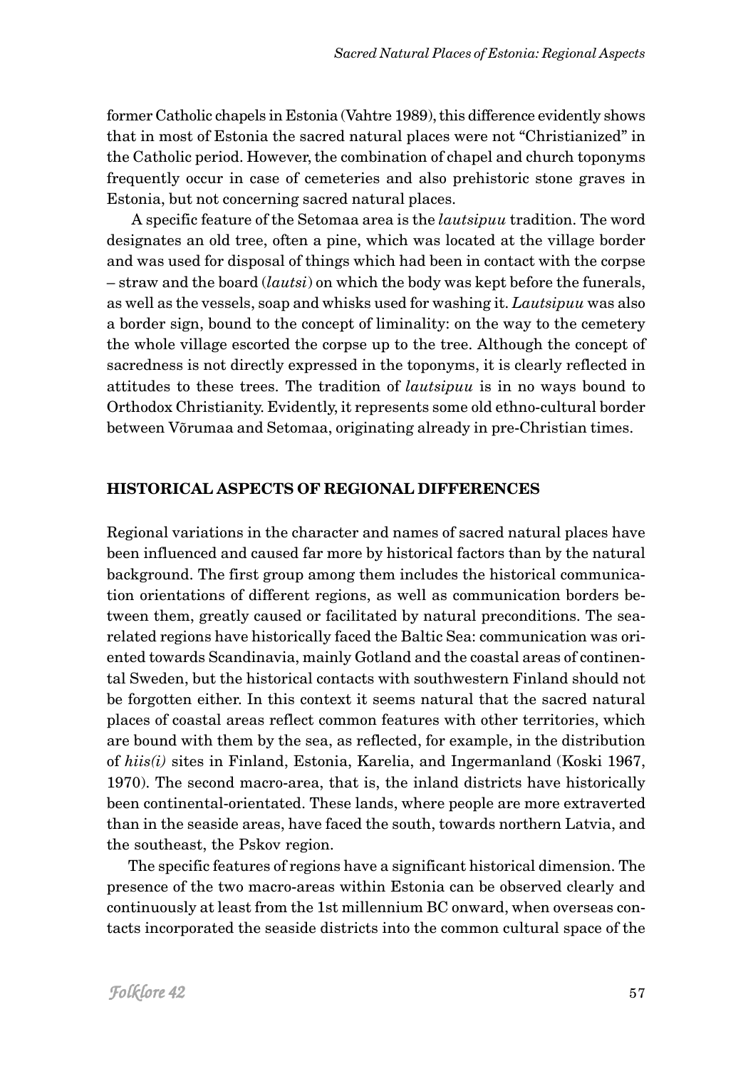former Catholic chapels in Estonia (Vahtre 1989), this difference evidently shows that in most of Estonia the sacred natural places were not "Christianized" in the Catholic period. However, the combination of chapel and church toponyms frequently occur in case of cemeteries and also prehistoric stone graves in Estonia, but not concerning sacred natural places.

A specific feature of the Setomaa area is the *lautsipuu* tradition. The word designates an old tree, often a pine, which was located at the village border and was used for disposal of things which had been in contact with the corpse – straw and the board (*lautsi*) on which the body was kept before the funerals, as well as the vessels, soap and whisks used for washing it. *Lautsipuu* was also a border sign, bound to the concept of liminality: on the way to the cemetery the whole village escorted the corpse up to the tree. Although the concept of sacredness is not directly expressed in the toponyms, it is clearly reflected in attitudes to these trees. The tradition of *lautsipuu* is in no ways bound to Orthodox Christianity. Evidently, it represents some old ethno-cultural border between Võrumaa and Setomaa, originating already in pre-Christian times.

## HISTORICAL ASPECTS OF REGIONAL DIFFERENCES

Regional variations in the character and names of sacred natural places have been influenced and caused far more by historical factors than by the natural background. The first group among them includes the historical communication orientations of different regions, as well as communication borders between them, greatly caused or facilitated by natural preconditions. The sea-related regions have historically faced the Baltic Sea: communication was oriented towards Scandinavia, mainly Gotland and the coastal areas of continental Sweden, but the historical contacts with southwestern Finland should not be forgotten either. In this context it seems natural that the sacred natural places of coastal areas reflect common features with other territories, which are bound with them by the sea, as reflected, for example, in the distribution of *hiis(i)* sites in Finland, Estonia, Karelia, and Ingermanland (Koski 1967, 1970). The second macro-area, that is, the inland districts have historically been continental-orientated. These lands, where people are more extraverted than in the seaside areas, have faced the south, towards northern Latvia, and the southeast, the Pskov region.

The specific features of regions have a significant historical dimension. The presence of the two macro-areas within Estonia can be observed clearly and continuously at least from the 1st millennium BC onward, when overseas contacts incorporated the seaside districts into the common cultural space of the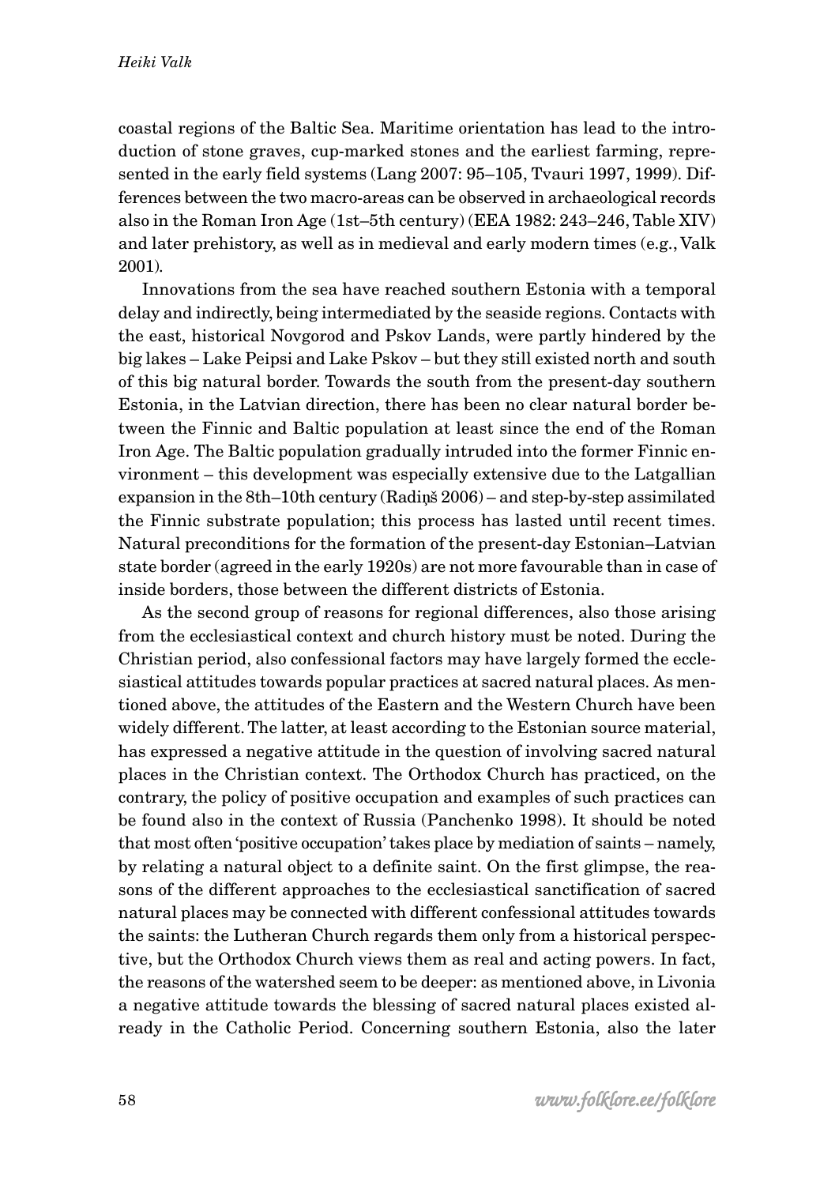coastal regions of the Baltic Sea. Maritime orientation has lead to the introduction of stone graves, cup-marked stones and the earliest farming, represented in the early field systems (Lang 2007: 95–105, Tvauri 1997, 1999). Differences between the two macro-areas can be observed in archaeological records also in the Roman Iron Age (1st–5th century) (EEA 1982: 243–246, Table XIV) and later prehistory, as well as in medieval and early modern times (e.g., Valk 2001).

Innovations from the sea have reached southern Estonia with a temporal delay and indirectly, being intermediated by the seaside regions. Contacts with the east, historical Novgorod and Pskov Lands, were partly hindered by the big lakes – Lake Peipsi and Lake Pskov – but they still existed north and south of this big natural border. Towards the south from the present-day southern Estonia, in the Latvian direction, there has been no clear natural border between the Finnic and Baltic population at least since the end of the Roman Iron Age. The Baltic population gradually intruded into the former Finnic environment – this development was especially extensive due to the Latgallian expansion in the 8th–10th century (Radiņš 2006) – and step-by-step assimilated the Finnic substrate population; this process has lasted until recent times. Natural preconditions for the formation of the present-day Estonian–Latvian state border (agreed in the early 1920s) are not more favourable than in case of inside borders, those between the different districts of Estonia.

As the second group of reasons for regional differences, also those arising from the ecclesiastical context and church history must be noted. During the Christian period, also confessional factors may have largely formed the ecclesiastical attitudes towards popular practices at sacred natural places. As mentioned above, the attitudes of the Eastern and the Western Church have been widely different. The latter, at least according to the Estonian source material, has expressed a negative attitude in the question of involving sacred natural places in the Christian context. The Orthodox Church has practiced, on the contrary, the policy of positive occupation and examples of such practices can be found also in the context of Russia (Panchenko 1998). It should be noted that most often 'positive occupation' takes place by mediation of saints – namely, by relating a natural object to a definite saint. On the first glimpse, the reasons of the different approaches to the ecclesiastical sanctification of sacred natural places may be connected with different confessional attitudes towards the saints: the Lutheran Church regards them only from a historical perspective, but the Orthodox Church views them as real and acting powers. In fact, the reasons of the watershed seem to be deeper: as mentioned above, in Livonia a negative attitude towards the blessing of sacred natural places existed already in the Catholic Period. Concerning southern Estonia, also the later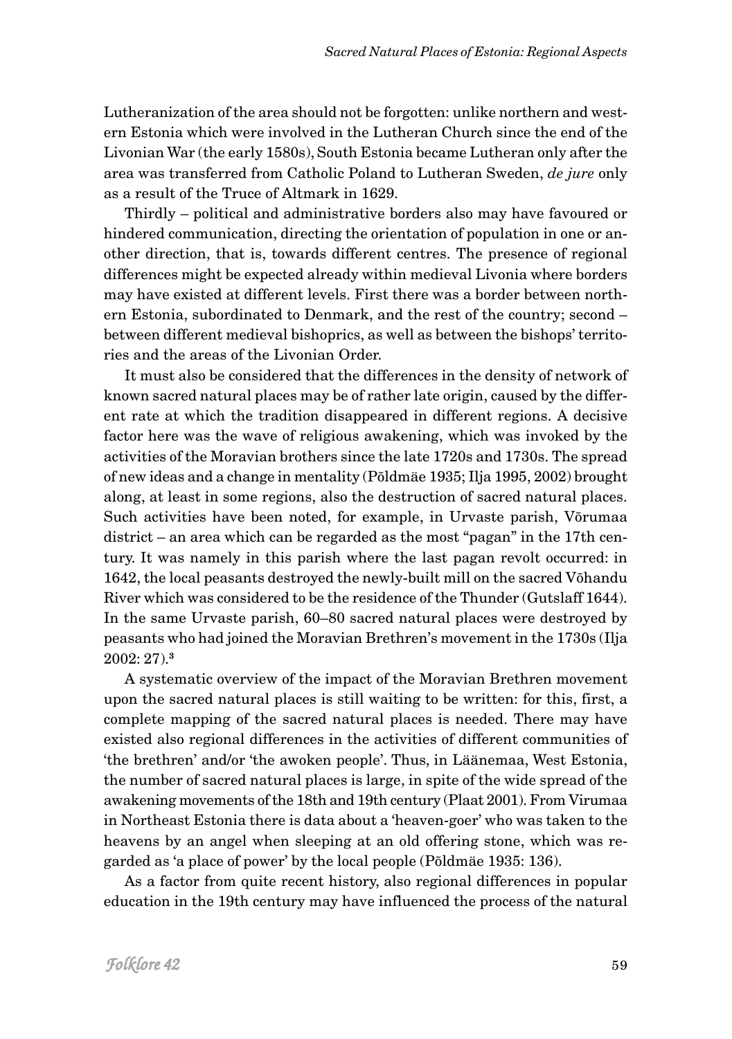Lutheranization of the area should not be forgotten: unlike northern and western Estonia which were involved in the Lutheran Church since the end of the Livonian War (the early 1580s), South Estonia became Lutheran only after the area was transferred from Catholic Poland to Lutheran Sweden, *de jure* only as a result of the Truce of Altmark in 1629.

Thirdly – political and administrative borders also may have favoured or hindered communication, directing the orientation of population in one or another direction, that is, towards different centres. The presence of regional differences might be expected already within medieval Livonia where borders may have existed at different levels. First there was a border between northern Estonia, subordinated to Denmark, and the rest of the country; second – between different medieval bishoprics, as well as between the bishops' territories and the areas of the Livonian Order.

It must also be considered that the differences in the density of network of known sacred natural places may be of rather late origin, caused by the different rate at which the tradition disappeared in different regions. A decisive factor here was the wave of religious awakening, which was invoked by the activities of the Moravian brothers since the late 1720s and 1730s. The spread of new ideas and a change in mentality (Põldmäe 1935; Ilja 1995, 2002) brought along, at least in some regions, also the destruction of sacred natural places. Such activities have been noted, for example, in Urvaste parish, Võrumaa district – an area which can be regarded as the most "pagan" in the 17th century. It was namely in this parish where the last pagan revolt occurred: in 1642, the local peasants destroyed the newly-built mill on the sacred Võhandu River which was considered to be the residence of the Thunder (Gutslaff 1644). In the same Urvaste parish, 60–80 sacred natural places were destroyed by peasants who had joined the Moravian Brethren's movement in the 1730s (Ilja 2002: 27).[3]

A systematic overview of the impact of the Moravian Brethren movement upon the sacred natural places is still waiting to be written: for this, first, a complete mapping of the sacred natural places is needed. There may have existed also regional differences in the activities of different communities of 'the brethren' and/or 'the awoken people'. Thus, in Läänemaa, West Estonia, the number of sacred natural places is large, in spite of the wide spread of the awakening movements of the 18th and 19th century (Plaat 2001). From Virumaa in Northeast Estonia there is data about a 'heaven-goer' who was taken to the heavens by an angel when sleeping at an old offering stone, which was regarded as 'a place of power' by the local people (Põldmäe 1935: 136).

As a factor from quite recent history, also regional differences in popular education in the 19th century may have influenced the process of the natural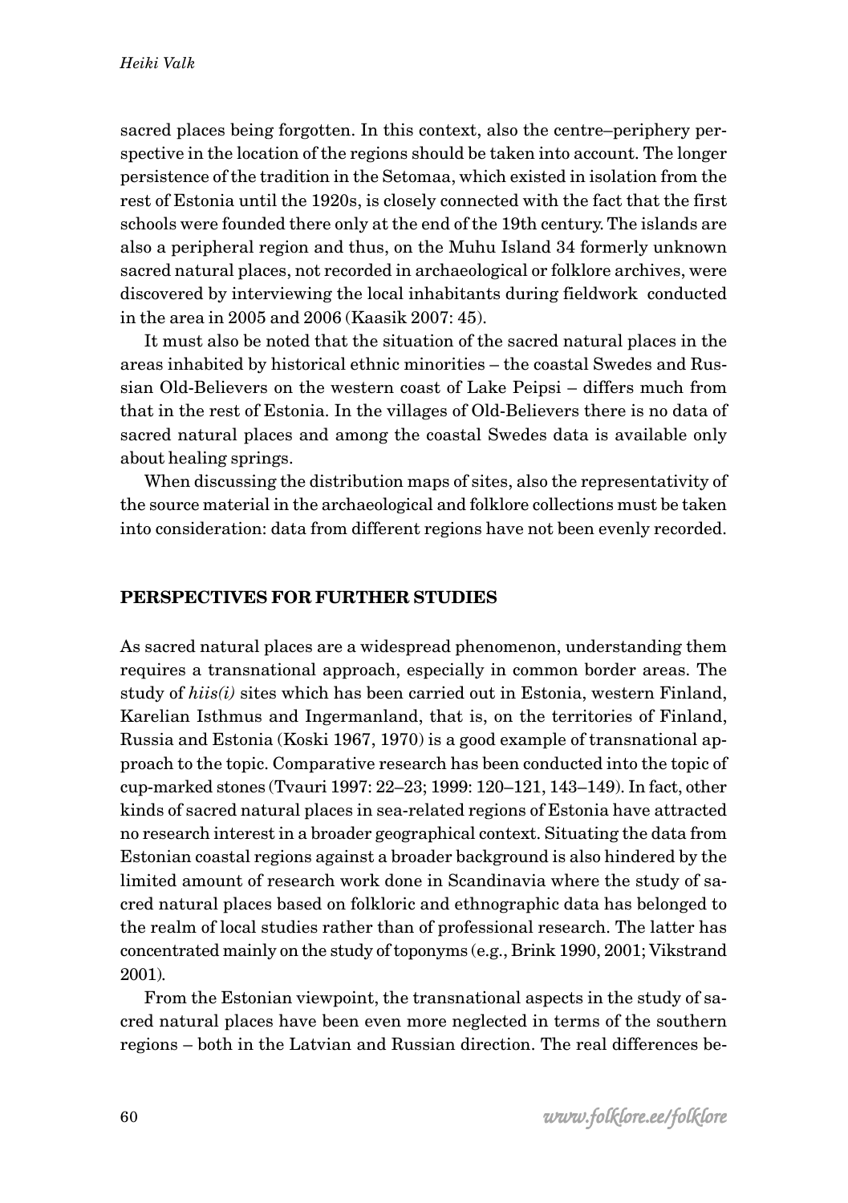sacred places being forgotten. In this context, also the centre–periphery perspective in the location of the regions should be taken into account. The longer persistence of the tradition in the Setomaa, which existed in isolation from the rest of Estonia until the 1920s, is closely connected with the fact that the first schools were founded there only at the end of the 19th century. The islands are also a peripheral region and thus, on the Muhu Island 34 formerly unknown sacred natural places, not recorded in archaeological or folklore archives, were discovered by interviewing the local inhabitants during fieldwork conducted in the area in 2005 and 2006 (Kaasik 2007: 45).

It must also be noted that the situation of the sacred natural places in the areas inhabited by historical ethnic minorities – the coastal Swedes and Russian Old-Believers on the western coast of Lake Peipsi – differs much from that in the rest of Estonia. In the villages of Old-Believers there is no data of sacred natural places and among the coastal Swedes data is available only about healing springs.

When discussing the distribution maps of sites, also the representativity of the source material in the archaeological and folklore collections must be taken into consideration: data from different regions have not been evenly recorded.

## PERSPECTIVES FOR FURTHER STUDIES

As sacred natural places are a widespread phenomenon, understanding them requires a transnational approach, especially in common border areas. The study of *hiis(i)* sites which has been carried out in Estonia, western Finland, Karelian Isthmus and Ingermanland, that is, on the territories of Finland, Russia and Estonia (Koski 1967, 1970) is a good example of transnational approach to the topic. Comparative research has been conducted into the topic of cup-marked stones (Tvauri 1997: 22–23; 1999: 120–121, 143–149). In fact, other kinds of sacred natural places in sea-related regions of Estonia have attracted no research interest in a broader geographical context. Situating the data from Estonian coastal regions against a broader background is also hindered by the limited amount of research work done in Scandinavia where the study of sacred natural places based on folkloric and ethnographic data has belonged to the realm of local studies rather than of professional research. The latter has concentrated mainly on the study of toponyms (e.g., Brink 1990, 2001; Vikstrand 2001).

From the Estonian viewpoint, the transnational aspects in the study of sacred natural places have been even more neglected in terms of the southern regions – both in the Latvian and Russian direction. The real differences be-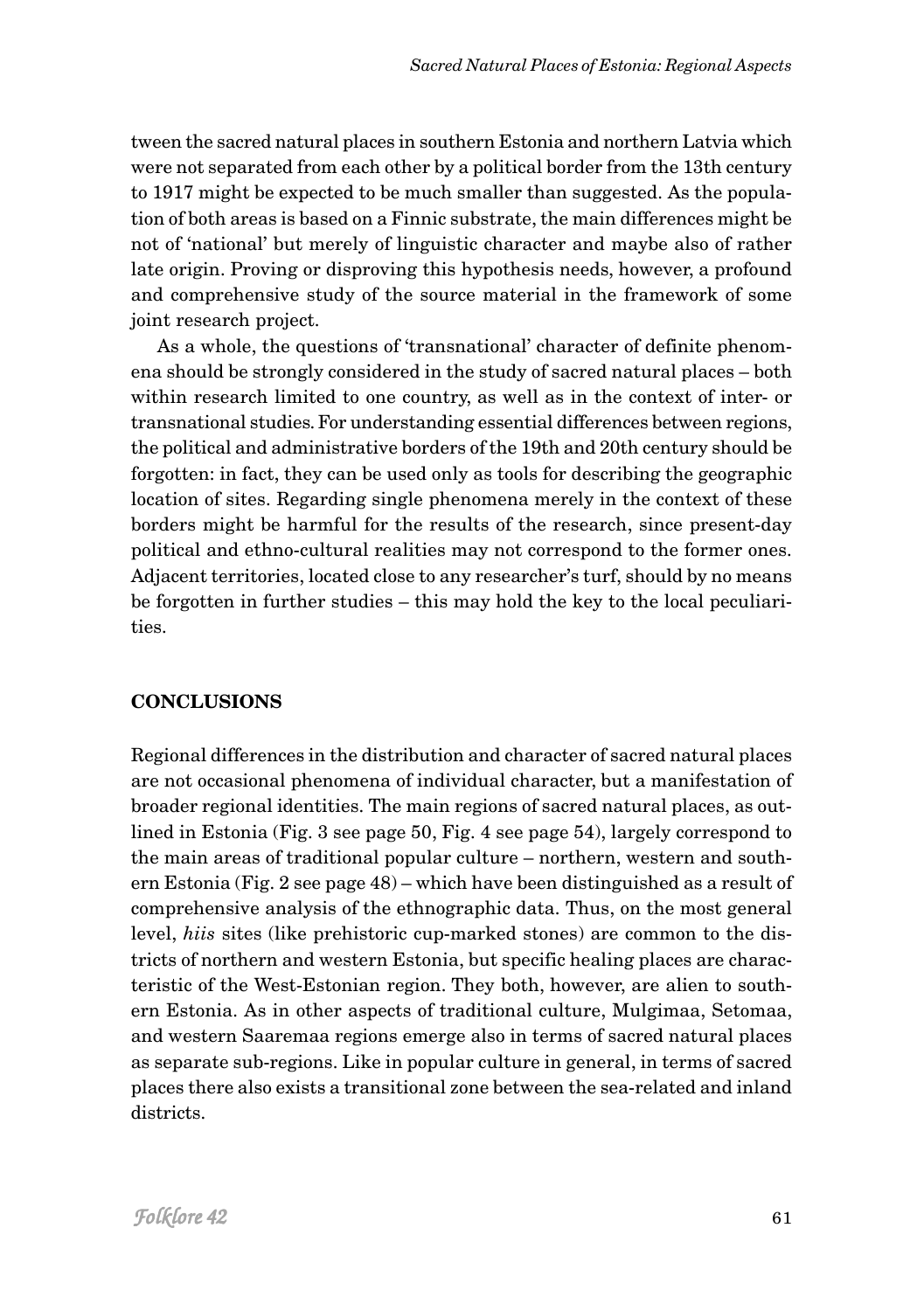tween the sacred natural places in southern Estonia and northern Latvia which were not separated from each other by a political border from the 13th century to 1917 might be expected to be much smaller than suggested. As the population of both areas is based on a Finnic substrate, the main differences might be not of 'national' but merely of linguistic character and maybe also of rather late origin. Proving or disproving this hypothesis needs, however, a profound and comprehensive study of the source material in the framework of some joint research project.

As a whole, the questions of 'transnational' character of definite phenomena should be strongly considered in the study of sacred natural places – both within research limited to one country, as well as in the context of inter- or transnational studies. For understanding essential differences between regions, the political and administrative borders of the 19th and 20th century should be forgotten: in fact, they can be used only as tools for describing the geographic location of sites. Regarding single phenomena merely in the context of these borders might be harmful for the results of the research, since present-day political and ethno-cultural realities may not correspond to the former ones. Adjacent territories, located close to any researcher's turf, should by no means be forgotten in further studies – this may hold the key to the local peculiarities.

## CONCLUSIONS

Regional differences in the distribution and character of sacred natural places are not occasional phenomena of individual character, but a manifestation of broader regional identities. The main regions of sacred natural places, as outlined in Estonia (Fig. 3 see page 50, Fig. 4 see page 54), largely correspond to the main areas of traditional popular culture – northern, western and southern Estonia (Fig. 2 see page 48) – which have been distinguished as a result of comprehensive analysis of the ethnographic data. Thus, on the most general level, *hiis* sites (like prehistoric cup-marked stones) are common to the districts of northern and western Estonia, but specific healing places are characteristic of the West-Estonian region. They both, however, are alien to southern Estonia. As in other aspects of traditional culture, Mulgimaa, Setomaa, and western Saaremaa regions emerge also in terms of sacred natural places as separate sub-regions. Like in popular culture in general, in terms of sacred places there also exists a transitional zone between the sea-related and inland districts.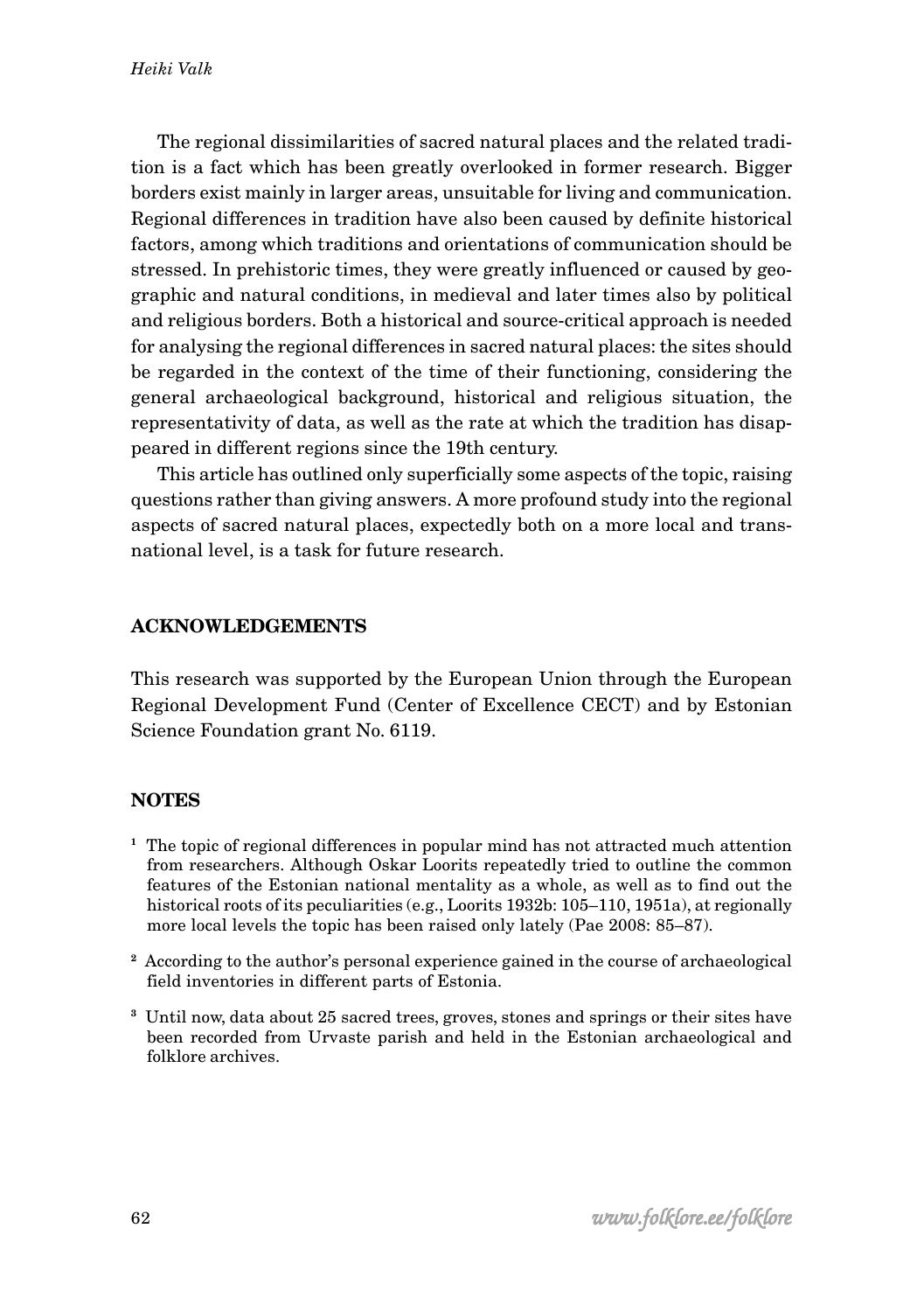The regional dissimilarities of sacred natural places and the related tradition is a fact which has been greatly overlooked in former research. Bigger borders exist mainly in larger areas, unsuitable for living and communication. Regional differences in tradition have also been caused by definite historical factors, among which traditions and orientations of communication should be stressed. In prehistoric times, they were greatly influenced or caused by geographic and natural conditions, in medieval and later times also by political and religious borders. Both a historical and source-critical approach is needed for analysing the regional differences in sacred natural places: the sites should be regarded in the context of the time of their functioning, considering the general archaeological background, historical and religious situation, the representativity of data, as well as the rate at which the tradition has disappeared in different regions since the 19th century.

This article has outlined only superficially some aspects of the topic, raising questions rather than giving answers. A more profound study into the regional aspects of sacred natural places, expectedly both on a more local and transnational level, is a task for future research.

## ACKNOWLEDGEMENTS

This research was supported by the European Union through the European Regional Development Fund (Center of Excellence CECT) and by Estonian Science Foundation grant No. 6119.

## NOTES

[1] The topic of regional differences in popular mind has not attracted much attention from researchers. Although Oskar Loorits repeatedly tried to outline the common features of the Estonian national mentality as a whole, as well as to find out the historical roots of its peculiarities (e.g., Loorits 1932b: 105–110, 1951a), at regionally more local levels the topic has been raised only lately (Pae 2008: 85–87).

[2] According to the author's personal experience gained in the course of archaeological field inventories in different parts of Estonia.

[3] Until now, data about 25 sacred trees, groves, stones and springs or their sites have been recorded from Urvaste parish and held in the Estonian archaeological and folklore archives.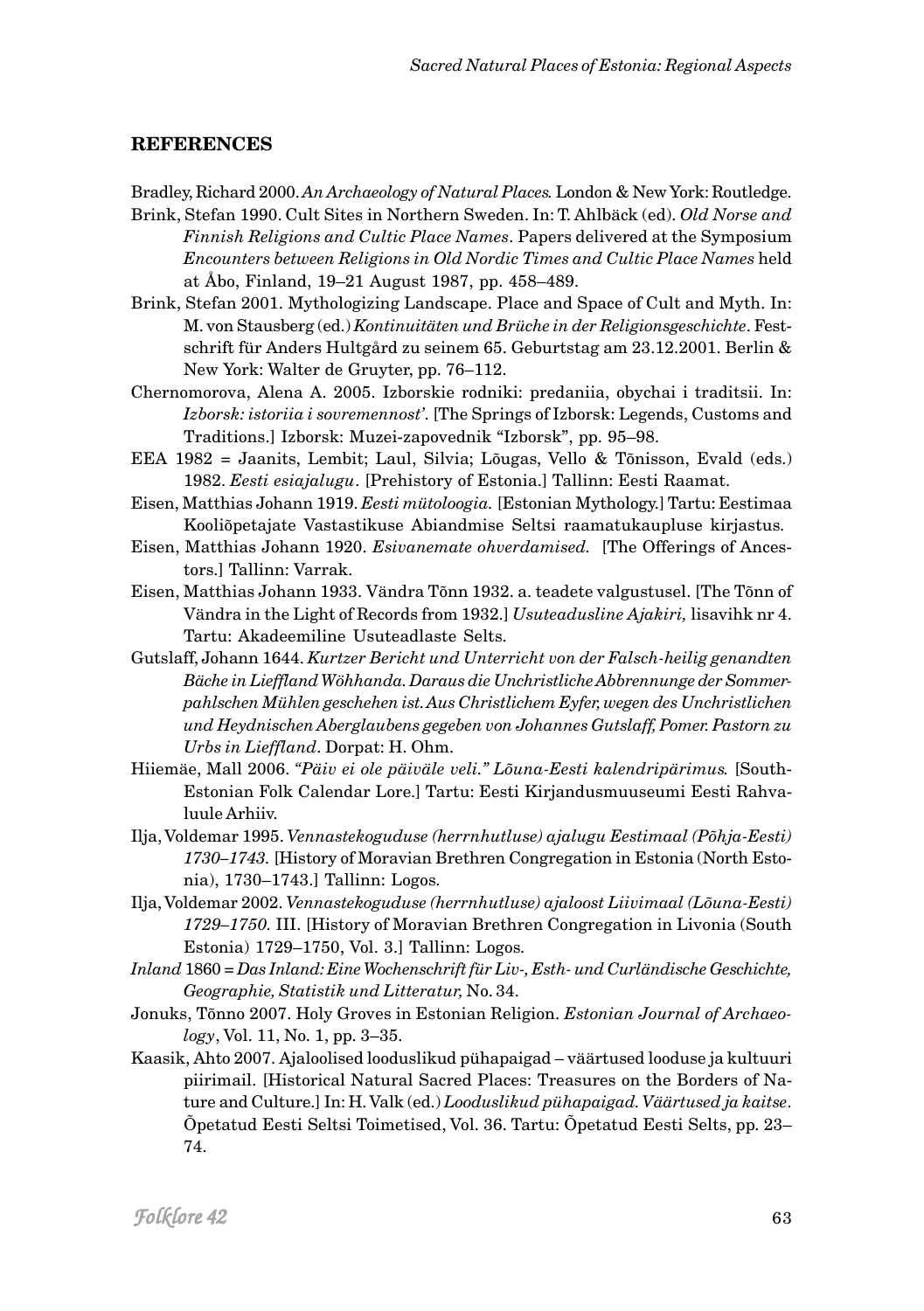## REFERENCES

Bradley, Richard 2000. *An Archaeology of Natural Places.* London & New York: Routledge.

Brink, Stefan 1990. Cult Sites in Northern Sweden. In: T. Ahlbäck (ed). *Old Norse and Finnish Religions and Cultic Place Names*. Papers delivered at the Symposium *Encounters between Religions in Old Nordic Times and Cultic Place Names* held at Åbo, Finland, 19–21 August 1987, pp. 458–489.

Brink, Stefan 2001. Mythologizing Landscape. Place and Space of Cult and Myth. In: M. von Stausberg (ed.) *Kontinuitäten und Brüche in der Religionsgeschichte*. Festschrift für Anders Hultgård zu seinem 65. Geburtstag am 23.12.2001. Berlin & New York: Walter de Gruyter, pp. 76–112.

Chernomorova, Alena A. 2005. Izborskie rodniki: predaniia, obychai i traditsii. In: *Izborsk: istoriia i sovremennost'*. [The Springs of Izborsk: Legends, Customs and Traditions.] Izborsk: Muzei-zapovednik "Izborsk", pp. 95–98.

EEA 1982 = Jaanits, Lembit; Laul, Silvia; Lõugas, Vello & Tõnisson, Evald (eds.) 1982. *Eesti esiajalugu*. [Prehistory of Estonia.] Tallinn: Eesti Raamat.

Eisen, Matthias Johann 1919. *Eesti mütoloogia.* [Estonian Mythology.] Tartu: Eestimaa Kooliõpetajate Vastastikuse Abiandmise Seltsi raamatukaupluse kirjastus.

Eisen, Matthias Johann 1920. *Esivanemate ohverdamised.* [The Offerings of Ancestors.] Tallinn: Varrak.

Eisen, Matthias Johann 1933. Vändra Tõnn 1932. a. teadete valgustusel. [The Tõnn of Vändra in the Light of Records from 1932.] *Usuteadusline Ajakiri,* lisavihk nr 4. Tartu: Akadeemiline Usuteadlaste Selts.

Gutslaff, Johann 1644. *Kurtzer Bericht und Unterricht von der Falsch-heilig genandten Bäche in Lieffland Wöhhanda. Daraus die Unchristliche Abbrennunge der Sommerpahlschen Mühlen geschehen ist. Aus Christlichem Eyfer, wegen des Unchristlichen und Heydnischen Aberglaubens gegeben von Johannes Gutslaff, Pomer. Pastorn zu Urbs in Lieffland*. Dorpat: H. Ohm.

Hiiemäe, Mall 2006. *"Päiv ei ole päiväle veli." Lõuna-Eesti kalendripärimus.* [South-Estonian Folk Calendar Lore.] Tartu: Eesti Kirjandusmuuseumi Eesti Rahvaluule Arhiiv.

Ilja, Voldemar 1995. *Vennastekoguduse (herrnhutluse) ajalugu Eestimaal (Põhja-Eesti) 1730–1743.* [History of Moravian Brethren Congregation in Estonia (North Estonia), 1730–1743.] Tallinn: Logos.

Ilja, Voldemar 2002. *Vennastekoguduse (herrnhutluse) ajaloost Liivimaal (Lõuna-Eesti) 1729–1750.* III. [History of Moravian Brethren Congregation in Livonia (South Estonia) 1729–1750, Vol. 3.] Tallinn: Logos.

*Inland* 1860 = *Das Inland: Eine Wochenschrift für Liv-, Esth- und Curländische Geschichte, Geographie, Statistik und Litteratur,* No. 34.

Jonuks, Tõnno 2007. Holy Groves in Estonian Religion. *Estonian Journal of Archaeology*, Vol. 11, No. 1, pp. 3–35.

Kaasik, Ahto 2007. Ajaloolised looduslikud pühapaigad – väärtused looduse ja kultuuri piirimail. [Historical Natural Sacred Places: Treasures on the Borders of Nature and Culture.] In: H. Valk (ed.) *Looduslikud pühapaigad. Väärtused ja kaitse*. Õpetatud Eesti Seltsi Toimetised, Vol. 36. Tartu: Õpetatud Eesti Selts, pp. 23–74.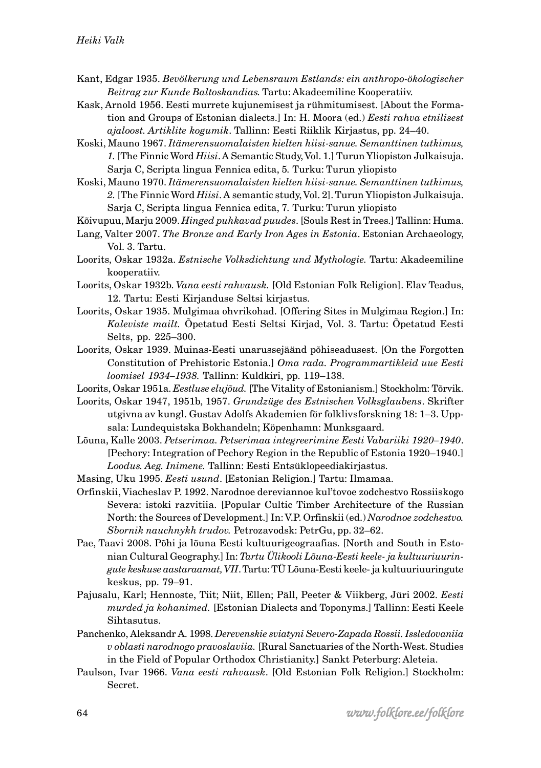Kant, Edgar 1935. *Bevölkerung und Lebensraum Estlands: ein anthropo-ökologischer Beitrag zur Kunde Baltoskandias.* Tartu: Akadeemiline Kooperatiiv.

Kask, Arnold 1956. Eesti murrete kujunemisest ja rühmitumisest. [About the Formation and Groups of Estonian dialects.] In: H. Moora (ed.) *Eesti rahva etnilisest ajaloost. Artiklite kogumik*. Tallinn: Eesti Riiklik Kirjastus, pp. 24–40.

Koski, Mauno 1967. *Itämerensuomalaisten kielten hiisi-sanue. Semanttinen tutkimus, 1.* [The Finnic Word *Hiisi*. A Semantic Study, Vol. 1.] Turun Yliopiston Julkaisuja. Sarja C, Scripta lingua Fennica edita, 5. Turku: Turun yliopisto

Koski, Mauno 1970. *Itämerensuomalaisten kielten hiisi-sanue. Semanttinen tutkimus, 2.* [The Finnic Word *Hiisi*. A semantic study, Vol. 2]. Turun Yliopiston Julkaisuja. Sarja C, Scripta lingua Fennica edita, 7. Turku: Turun yliopisto

Kõivupuu, Marju 2009. *Hinged puhkavad puudes*. [Souls Rest in Trees.] Tallinn: Huma.

Lang, Valter 2007. *The Bronze and Early Iron Ages in Estonia*. Estonian Archaeology, Vol. 3. Tartu.

Loorits, Oskar 1932a. *Estnische Volksdichtung und Mythologie.* Tartu: Akadeemiline kooperatiiv.

Loorits, Oskar 1932b. *Vana eesti rahvausk.* [Old Estonian Folk Religion]. Elav Teadus, 12. Tartu: Eesti Kirjanduse Seltsi kirjastus.

Loorits, Oskar 1935. Mulgimaa ohvrikohad. [Offering Sites in Mulgimaa Region.] In: *Kaleviste mailt.* Õpetatud Eesti Seltsi Kirjad, Vol. 3. Tartu: Õpetatud Eesti Selts, pp. 225–300.

Loorits, Oskar 1939. Muinas-Eesti unarussejäänd põhiseadusest. [On the Forgotten Constitution of Prehistoric Estonia.] *Oma rada. Programmartikleid uue Eesti loomisel 1934–1938.* Tallinn: Kuldkiri, pp. 119–138.

Loorits, Oskar 1951a. *Eestluse elujõud.* [The Vitality of Estonianism.] Stockholm: Tõrvik.

Loorits, Oskar 1947, 1951b, 1957. *Grundzüge des Estnischen Volksglaubens*. Skrifter utgivna av kungl. Gustav Adolfs Akademien för folklivsforskning 18: 1–3. Uppsala: Lundequistska Bokhandeln; Köpenhamn: Munksgaard.

Lõuna, Kalle 2003. *Petserimaa. Petserimaa integreerimine Eesti Vabariiki 1920–1940*. [Pechory: Integration of Pechory Region in the Republic of Estonia 1920–1940.] *Loodus. Aeg. Inimene.* Tallinn: Eesti Entsüklopeediakirjastus.

Masing, Uku 1995. *Eesti usund*. [Estonian Religion.] Tartu: Ilmamaa.

Orfinskii, Viacheslav P. 1992. Narodnoe dereviannoe kul'tovoe zodchestvo Rossiiskogo Severa: istoki razvitiia. [Popular Cultic Timber Architecture of the Russian North: the Sources of Development.] In: V.P. Orfinskii (ed.) *Narodnoe zodchestvo. Sbornik nauchnykh trudov.* Petrozavodsk: PetrGu, pp. 32–62.

Pae, Taavi 2008. Põhi ja lõuna Eesti kultuurigeograafias. [North and South in Estonian Cultural Geography.] In: *Tartu Ülikooli Lõuna-Eesti keele- ja kultuuriuuringute keskuse aastaraamat, VII*. Tartu: TÜ Lõuna-Eesti keele- ja kultuuriuuringute keskus, pp. 79–91.

Pajusalu, Karl; Hennoste, Tiit; Niit, Ellen; Päll, Peeter & Viikberg, Jüri 2002. *Eesti murded ja kohanimed.* [Estonian Dialects and Toponyms.] Tallinn: Eesti Keele Sihtasutus.

Panchenko, Aleksandr A. 1998. *Derevenskie sviatyni Severo-Zapada Rossii. Issledovaniia v oblasti narodnogo pravoslaviia.* [Rural Sanctuaries of the North-West. Studies in the Field of Popular Orthodox Christianity.] Sankt Peterburg: Aleteia.

Paulson, Ivar 1966. *Vana eesti rahvausk*. [Old Estonian Folk Religion.] Stockholm: Secret.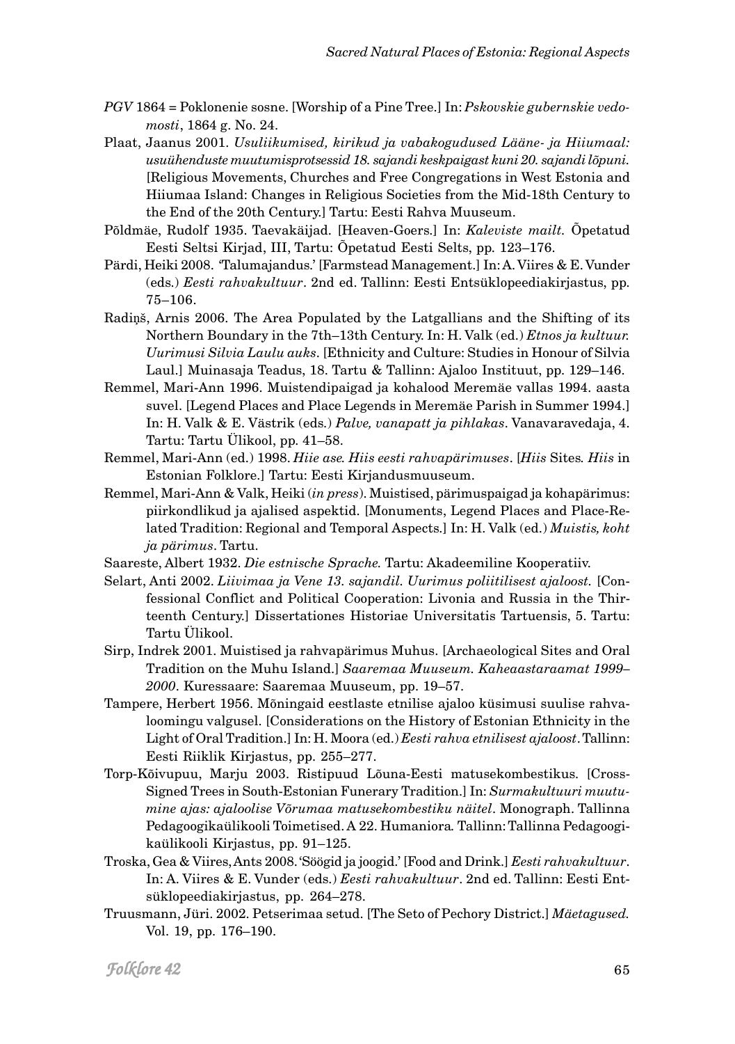*PGV* 1864 = Poklonenie sosne. [Worship of a Pine Tree.] In: *Pskovskie gubernskie vedomosti*, 1864 g. No. 24.

Plaat, Jaanus 2001. *Usuliikumised, kirikud ja vabakogudused Lääne- ja Hiiumaal: usuühenduste muutumisprotsessid 18. sajandi keskpaigast kuni 20. sajandi lõpuni.* [Religious Movements, Churches and Free Congregations in West Estonia and Hiiumaa Island: Changes in Religious Societies from the Mid-18th Century to the End of the 20th Century.] Tartu: Eesti Rahva Muuseum.

Põldmäe, Rudolf 1935. Taevakäijad. [Heaven-Goers.] In: *Kaleviste mailt.* Õpetatud Eesti Seltsi Kirjad, III, Tartu: Õpetatud Eesti Selts, pp. 123–176.

Pärdi, Heiki 2008. 'Talumajandus.' [Farmstead Management.] In: A. Viires & E. Vunder (eds.) *Eesti rahvakultuur*. 2nd ed. Tallinn: Eesti Entsüklopeediakirjastus, pp. 75–106.

Radiņš, Arnis 2006. The Area Populated by the Latgallians and the Shifting of its Northern Boundary in the 7th–13th Century. In: H. Valk (ed.) *Etnos ja kultuur. Uurimusi Silvia Laulu auks*. [Ethnicity and Culture: Studies in Honour of Silvia Laul.] Muinasaja Teadus, 18. Tartu & Tallinn: Ajaloo Instituut, pp. 129–146.

Remmel, Mari-Ann 1996. Muistendipaigad ja kohalood Meremäe vallas 1994. aasta suvel. [Legend Places and Place Legends in Meremäe Parish in Summer 1994.] In: H. Valk & E. Västrik (eds.) *Palve, vanapatt ja pihlakas*. Vanavaravedaja, 4. Tartu: Tartu Ülikool, pp. 41–58.

Remmel, Mari-Ann (ed.) 1998. *Hiie ase. Hiis eesti rahvapärimuses*. [*Hiis* Sites. *Hiis* in Estonian Folklore.] Tartu: Eesti Kirjandusmuuseum.

Remmel, Mari-Ann & Valk, Heiki (*in press*). Muistised, pärimuspaigad ja kohapärimus: piirkondlikud ja ajalised aspektid. [Monuments, Legend Places and Place-Related Tradition: Regional and Temporal Aspects.] In: H. Valk (ed.) *Muistis, koht ja pärimus*. Tartu.

Saareste, Albert 1932. *Die estnische Sprache.* Tartu: Akadeemiline Kooperatiiv.

Selart, Anti 2002. *Liivimaa ja Vene 13. sajandil. Uurimus poliitilisest ajaloost.* [Confessional Conflict and Political Cooperation: Livonia and Russia in the Thirteenth Century.] Dissertationes Historiae Universitatis Tartuensis, 5. Tartu: Tartu Ülikool.

Sirp, Indrek 2001. Muistised ja rahvapärimus Muhus. [Archaeological Sites and Oral Tradition on the Muhu Island.] *Saaremaa Muuseum. Kaheaastaraamat 1999–2000*. Kuressaare: Saaremaa Muuseum, pp. 19–57.

Tampere, Herbert 1956. Mõningaid eestlaste etnilise ajaloo küsimusi suulise rahvaloomingu valgusel. [Considerations on the History of Estonian Ethnicity in the Light of Oral Tradition.] In: H. Moora (ed.) *Eesti rahva etnilisest ajaloost*. Tallinn: Eesti Riiklik Kirjastus, pp. 255–277.

Torp-Kõivupuu, Marju 2003. Ristipuud Lõuna-Eesti matusekombestikus. [Cross-Signed Trees in South-Estonian Funerary Tradition.] In: *Surmakultuuri muutumine ajas: ajaloolise Võrumaa matusekombestiku näitel*. Monograph. Tallinna Pedagoogikaülikooli Toimetised. A 22. Humaniora. Tallinn: Tallinna Pedagoogikaülikooli Kirjastus, pp. 91–125.

Troska, Gea & Viires, Ants 2008. 'Söögid ja joogid.' [Food and Drink.] *Eesti rahvakultuur*. In: A. Viires & E. Vunder (eds.) *Eesti rahvakultuur*. 2nd ed. Tallinn: Eesti Entsüklopeediakirjastus, pp. 264–278.

Truusmann, Jüri. 2002. Petserimaa setud. [The Seto of Pechory District.] *Mäetagused.* Vol. 19, pp. 176–190.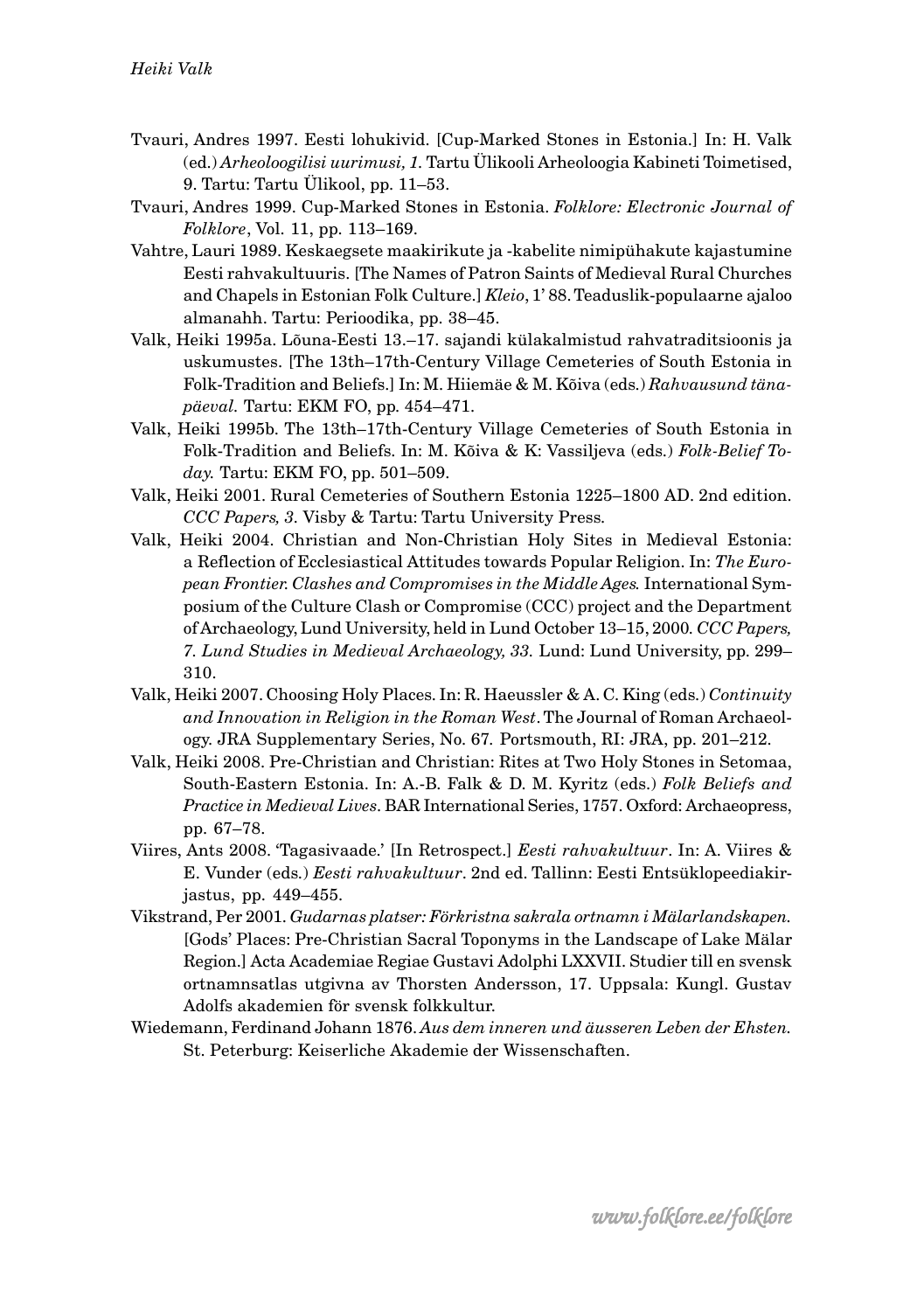Tvauri, Andres 1997. Eesti lohukivid. [Cup-Marked Stones in Estonia.] In: H. Valk (ed.) *Arheoloogilisi uurimusi, 1.* Tartu Ülikooli Arheoloogia Kabineti Toimetised, 9. Tartu: Tartu Ülikool, pp. 11–53.

Tvauri, Andres 1999. Cup-Marked Stones in Estonia. *Folklore: Electronic Journal of Folklore*, Vol. 11, pp. 113–169.

Vahtre, Lauri 1989. Keskaegsete maakirikute ja -kabelite nimipühakute kajastumine Eesti rahvakultuuris. [The Names of Patron Saints of Medieval Rural Churches and Chapels in Estonian Folk Culture.] *Kleio*, 1' 88. Teaduslik-populaarne ajaloo almanahh. Tartu: Perioodika, pp. 38–45.

Valk, Heiki 1995a. Lõuna-Eesti 13.–17. sajandi külakalmistud rahvatraditsioonis ja uskumustes. [The 13th–17th-Century Village Cemeteries of South Estonia in Folk-Tradition and Beliefs.] In: M. Hiiemäe & M. Kõiva (eds.) *Rahvausund tänapäeval.* Tartu: EKM FO, pp. 454–471.

Valk, Heiki 1995b. The 13th–17th-Century Village Cemeteries of South Estonia in Folk-Tradition and Beliefs. In: M. Kõiva & K: Vassiljeva (eds.) *Folk-Belief Today.* Tartu: EKM FO, pp. 501–509.

Valk, Heiki 2001. Rural Cemeteries of Southern Estonia 1225–1800 AD. 2nd edition. *CCC Papers, 3.* Visby & Tartu: Tartu University Press.

Valk, Heiki 2004. Christian and Non-Christian Holy Sites in Medieval Estonia: a Reflection of Ecclesiastical Attitudes towards Popular Religion. In: *The European Frontier. Clashes and Compromises in the Middle Ages.* International Symposium of the Culture Clash or Compromise (CCC) project and the Department of Archaeology, Lund University, held in Lund October 13–15, 2000. *CCC Papers, 7. Lund Studies in Medieval Archaeology, 33.* Lund: Lund University, pp. 299–310.

Valk, Heiki 2007. Choosing Holy Places. In: R. Haeussler & A. C. King (eds.) *Continuity and Innovation in Religion in the Roman West*. The Journal of Roman Archaeology. JRA Supplementary Series, No. 67. Portsmouth, RI: JRA, pp. 201–212.

Valk, Heiki 2008. Pre-Christian and Christian: Rites at Two Holy Stones in Setomaa, South-Eastern Estonia. In: A.-B. Falk & D. M. Kyritz (eds.) *Folk Beliefs and Practice in Medieval Lives*. BAR International Series, 1757. Oxford: Archaeopress, pp. 67–78.

Viires, Ants 2008. 'Tagasivaade.' [In Retrospect.] *Eesti rahvakultuur*. In: A. Viires & E. Vunder (eds.) *Eesti rahvakultuur*. 2nd ed. Tallinn: Eesti Entsüklopeediakirjastus, pp. 449–455.

Vikstrand, Per 2001. *Gudarnas platser: Förkristna sakrala ortnamn i Mälarlandskapen.* [Gods' Places: Pre-Christian Sacral Toponyms in the Landscape of Lake Mälar Region.] Acta Academiae Regiae Gustavi Adolphi LXXVII. Studier till en svensk ortnamnsatlas utgivna av Thorsten Andersson, 17. Uppsala: Kungl. Gustav Adolfs akademien för svensk folkkultur.

Wiedemann, Ferdinand Johann 1876. *Aus dem inneren und äusseren Leben der Ehsten.* St. Peterburg: Keiserliche Akademie der Wissenschaften.